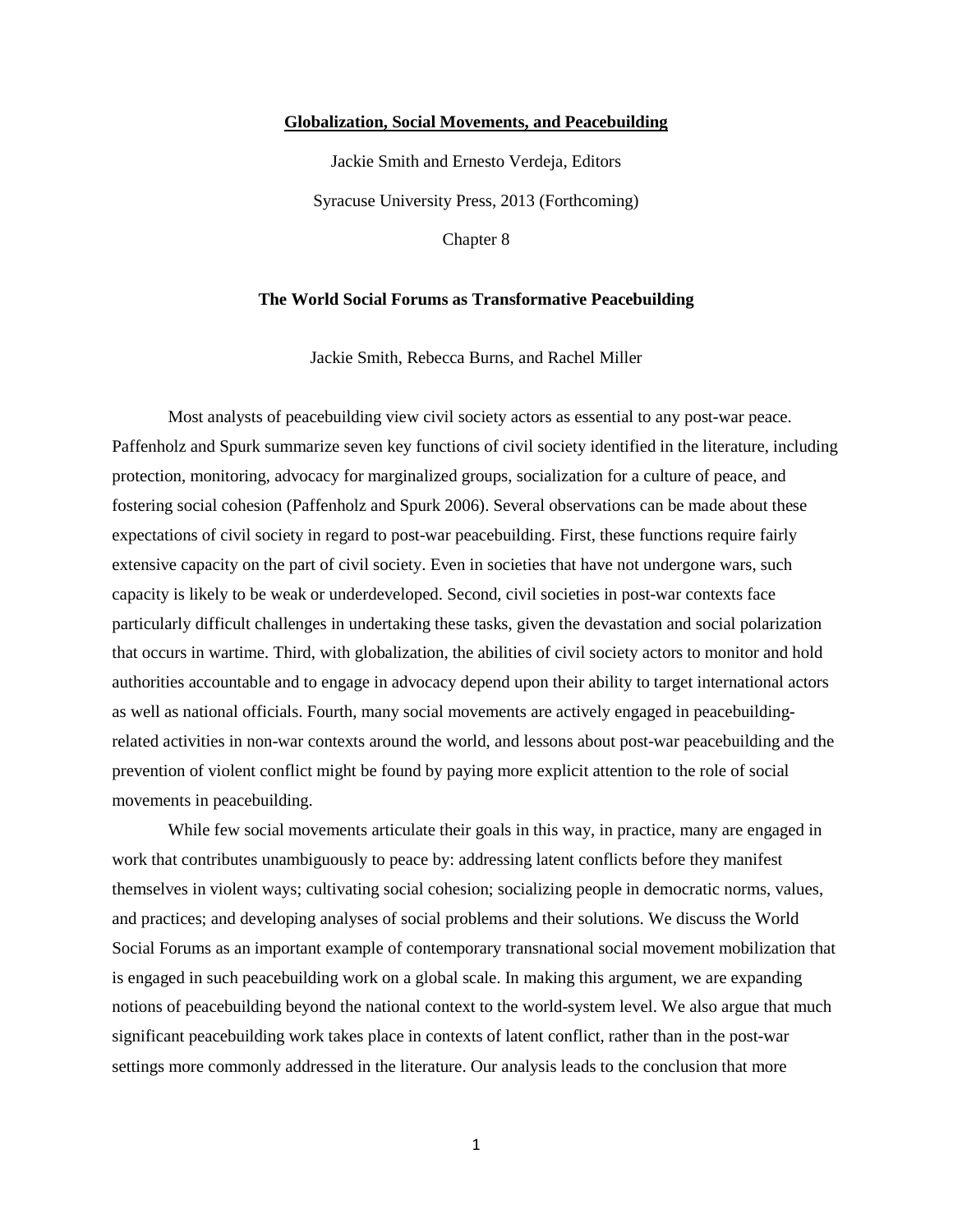**Globalization, Social Movements, and Peacebuilding**

Jackie Smith and Ernesto Verdeja, Editors

Syracuse University Press, 2013 (Forthcoming)

Chapter 8

# The World Social Forums as Transformative Peacebuilding

Jackie Smith, Rebecca Burns, and Rachel Miller

Most analysts of peacebuilding view civil society actors as essential to any post-war peace. Paffenholz and Spurk summarize seven key functions of civil society identified in the literature, including protection, monitoring, advocacy for marginalized groups, socialization for a culture of peace, and fostering social cohesion (Paffenholz and Spurk 2006). Several observations can be made about these expectations of civil society in regard to post-war peacebuilding. First, these functions require fairly extensive capacity on the part of civil society. Even in societies that have not undergone wars, such capacity is likely to be weak or underdeveloped. Second, civil societies in post-war contexts face particularly difficult challenges in undertaking these tasks, given the devastation and social polarization that occurs in wartime. Third, with globalization, the abilities of civil society actors to monitor and hold authorities accountable and to engage in advocacy depend upon their ability to target international actors as well as national officials. Fourth, many social movements are actively engaged in peacebuilding-related activities in non-war contexts around the world, and lessons about post-war peacebuilding and the prevention of violent conflict might be found by paying more explicit attention to the role of social movements in peacebuilding.

While few social movements articulate their goals in this way, in practice, many are engaged in work that contributes unambiguously to peace by: addressing latent conflicts before they manifest themselves in violent ways; cultivating social cohesion; socializing people in democratic norms, values, and practices; and developing analyses of social problems and their solutions. We discuss the World Social Forums as an important example of contemporary transnational social movement mobilization that is engaged in such peacebuilding work on a global scale. In making this argument, we are expanding notions of peacebuilding beyond the national context to the world-system level. We also argue that much significant peacebuilding work takes place in contexts of latent conflict, rather than in the post-war settings more commonly addressed in the literature. Our analysis leads to the conclusion that more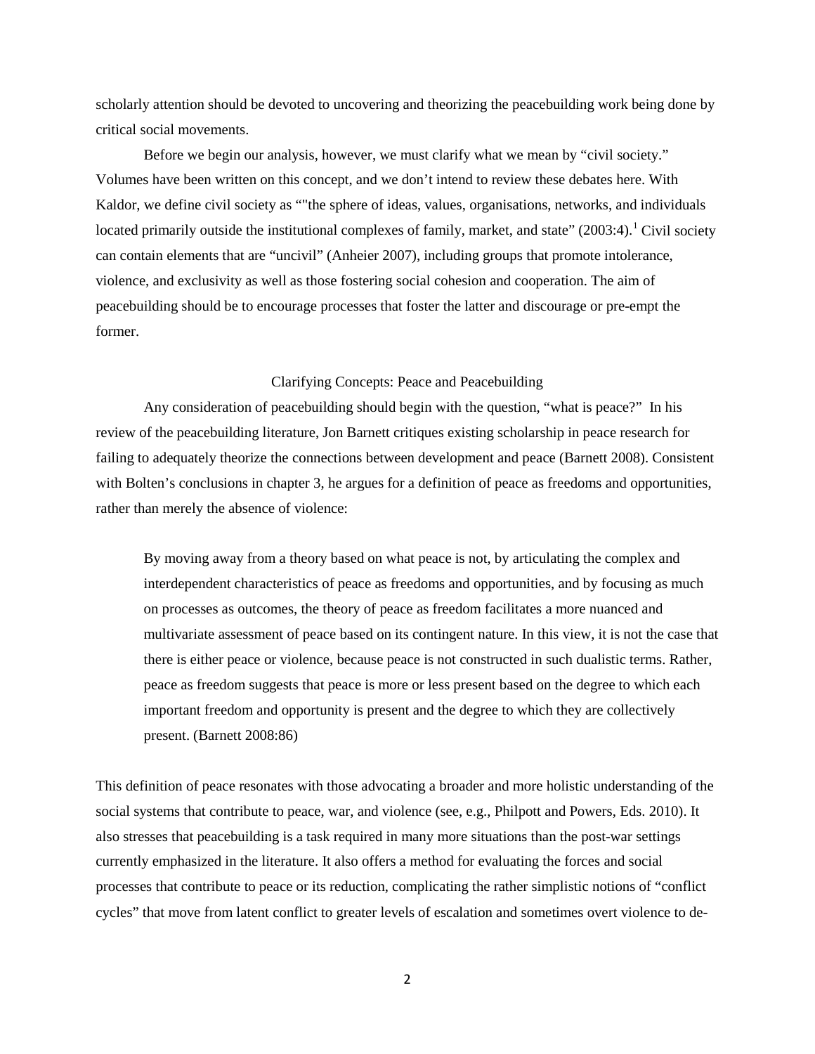scholarly attention should be devoted to uncovering and theorizing the peacebuilding work being done by critical social movements.

Before we begin our analysis, however, we must clarify what we mean by "civil society." Volumes have been written on this concept, and we don't intend to review these debates here. With Kaldor, we define civil society as ""the sphere of ideas, values, organisations, networks, and individuals located primarily outside the institutional complexes of family, market, and state" (2003:4).[1] Civil society can contain elements that are "uncivil" (Anheier 2007), including groups that promote intolerance, violence, and exclusivity as well as those fostering social cohesion and cooperation. The aim of peacebuilding should be to encourage processes that foster the latter and discourage or pre-empt the former.

## Clarifying Concepts: Peace and Peacebuilding

Any consideration of peacebuilding should begin with the question, "what is peace?" In his review of the peacebuilding literature, Jon Barnett critiques existing scholarship in peace research for failing to adequately theorize the connections between development and peace (Barnett 2008). Consistent with Bolten's conclusions in chapter 3, he argues for a definition of peace as freedoms and opportunities, rather than merely the absence of violence:

> By moving away from a theory based on what peace is not, by articulating the complex and interdependent characteristics of peace as freedoms and opportunities, and by focusing as much on processes as outcomes, the theory of peace as freedom facilitates a more nuanced and multivariate assessment of peace based on its contingent nature. In this view, it is not the case that there is either peace or violence, because peace is not constructed in such dualistic terms. Rather, peace as freedom suggests that peace is more or less present based on the degree to which each important freedom and opportunity is present and the degree to which they are collectively present. (Barnett 2008:86)

This definition of peace resonates with those advocating a broader and more holistic understanding of the social systems that contribute to peace, war, and violence (see, e.g., Philpott and Powers, Eds. 2010). It also stresses that peacebuilding is a task required in many more situations than the post-war settings currently emphasized in the literature. It also offers a method for evaluating the forces and social processes that contribute to peace or its reduction, complicating the rather simplistic notions of "conflict cycles" that move from latent conflict to greater levels of escalation and sometimes overt violence to de-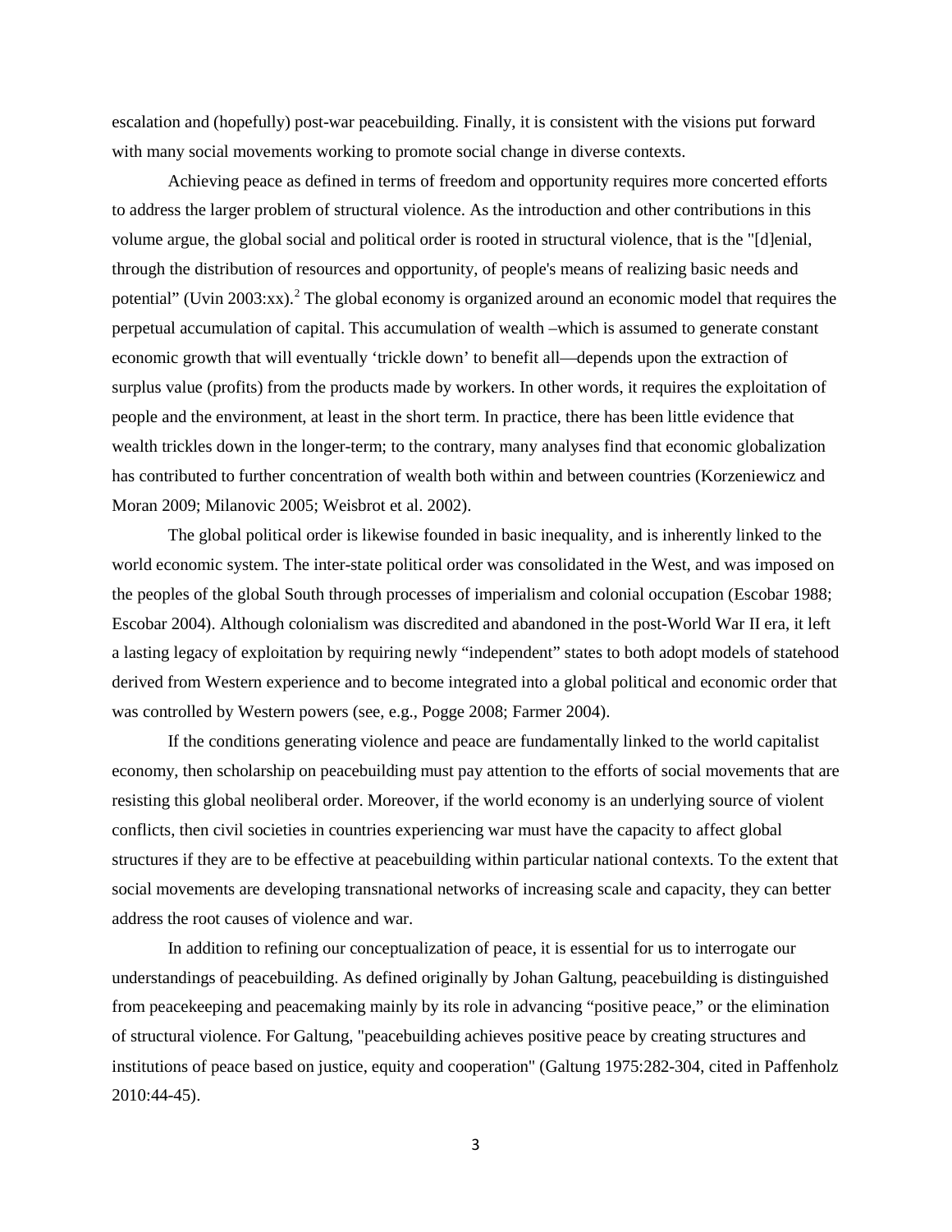escalation and (hopefully) post-war peacebuilding. Finally, it is consistent with the visions put forward with many social movements working to promote social change in diverse contexts.

Achieving peace as defined in terms of freedom and opportunity requires more concerted efforts to address the larger problem of structural violence. As the introduction and other contributions in this volume argue, the global social and political order is rooted in structural violence, that is the "[d]enial, through the distribution of resources and opportunity, of people's means of realizing basic needs and potential" (Uvin 2003:xx).[2] The global economy is organized around an economic model that requires the perpetual accumulation of capital. This accumulation of wealth –which is assumed to generate constant economic growth that will eventually 'trickle down' to benefit all—depends upon the extraction of surplus value (profits) from the products made by workers. In other words, it requires the exploitation of people and the environment, at least in the short term. In practice, there has been little evidence that wealth trickles down in the longer-term; to the contrary, many analyses find that economic globalization has contributed to further concentration of wealth both within and between countries (Korzeniewicz and Moran 2009; Milanovic 2005; Weisbrot et al. 2002).

The global political order is likewise founded in basic inequality, and is inherently linked to the world economic system. The inter-state political order was consolidated in the West, and was imposed on the peoples of the global South through processes of imperialism and colonial occupation (Escobar 1988; Escobar 2004). Although colonialism was discredited and abandoned in the post-World War II era, it left a lasting legacy of exploitation by requiring newly "independent" states to both adopt models of statehood derived from Western experience and to become integrated into a global political and economic order that was controlled by Western powers (see, e.g., Pogge 2008; Farmer 2004).

If the conditions generating violence and peace are fundamentally linked to the world capitalist economy, then scholarship on peacebuilding must pay attention to the efforts of social movements that are resisting this global neoliberal order. Moreover, if the world economy is an underlying source of violent conflicts, then civil societies in countries experiencing war must have the capacity to affect global structures if they are to be effective at peacebuilding within particular national contexts. To the extent that social movements are developing transnational networks of increasing scale and capacity, they can better address the root causes of violence and war.

In addition to refining our conceptualization of peace, it is essential for us to interrogate our understandings of peacebuilding. As defined originally by Johan Galtung, peacebuilding is distinguished from peacekeeping and peacemaking mainly by its role in advancing "positive peace," or the elimination of structural violence. For Galtung, "peacebuilding achieves positive peace by creating structures and institutions of peace based on justice, equity and cooperation" (Galtung 1975:282-304, cited in Paffenholz 2010:44-45).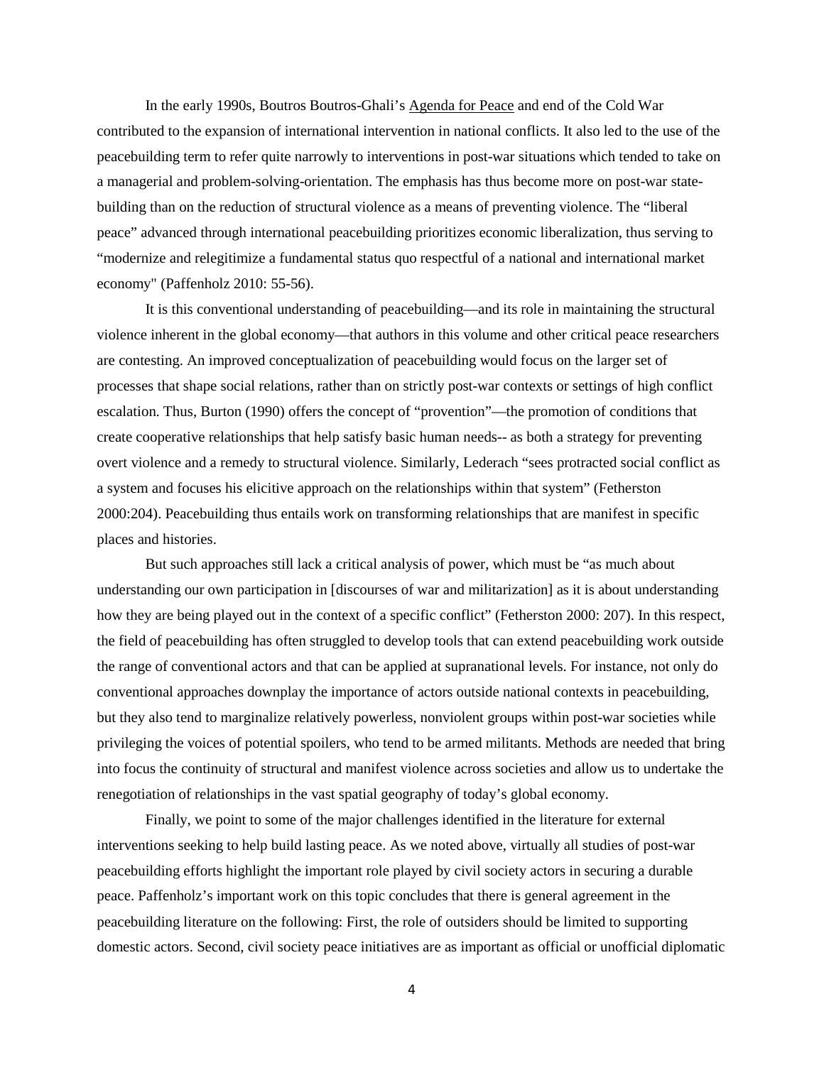In the early 1990s, Boutros Boutros-Ghali's Agenda for Peace and end of the Cold War contributed to the expansion of international intervention in national conflicts. It also led to the use of the peacebuilding term to refer quite narrowly to interventions in post-war situations which tended to take on a managerial and problem-solving-orientation. The emphasis has thus become more on post-war state-building than on the reduction of structural violence as a means of preventing violence. The "liberal peace" advanced through international peacebuilding prioritizes economic liberalization, thus serving to "modernize and relegitimize a fundamental status quo respectful of a national and international market economy" (Paffenholz 2010: 55-56).

It is this conventional understanding of peacebuilding—and its role in maintaining the structural violence inherent in the global economy—that authors in this volume and other critical peace researchers are contesting. An improved conceptualization of peacebuilding would focus on the larger set of processes that shape social relations, rather than on strictly post-war contexts or settings of high conflict escalation. Thus, Burton (1990) offers the concept of "provention"—the promotion of conditions that create cooperative relationships that help satisfy basic human needs-- as both a strategy for preventing overt violence and a remedy to structural violence. Similarly, Lederach "sees protracted social conflict as a system and focuses his elicitive approach on the relationships within that system" (Fetherston 2000:204). Peacebuilding thus entails work on transforming relationships that are manifest in specific places and histories.

But such approaches still lack a critical analysis of power, which must be "as much about understanding our own participation in [discourses of war and militarization] as it is about understanding how they are being played out in the context of a specific conflict" (Fetherston 2000: 207). In this respect, the field of peacebuilding has often struggled to develop tools that can extend peacebuilding work outside the range of conventional actors and that can be applied at supranational levels. For instance, not only do conventional approaches downplay the importance of actors outside national contexts in peacebuilding, but they also tend to marginalize relatively powerless, nonviolent groups within post-war societies while privileging the voices of potential spoilers, who tend to be armed militants. Methods are needed that bring into focus the continuity of structural and manifest violence across societies and allow us to undertake the renegotiation of relationships in the vast spatial geography of today's global economy.

Finally, we point to some of the major challenges identified in the literature for external interventions seeking to help build lasting peace. As we noted above, virtually all studies of post-war peacebuilding efforts highlight the important role played by civil society actors in securing a durable peace. Paffenholz's important work on this topic concludes that there is general agreement in the peacebuilding literature on the following: First, the role of outsiders should be limited to supporting domestic actors. Second, civil society peace initiatives are as important as official or unofficial diplomatic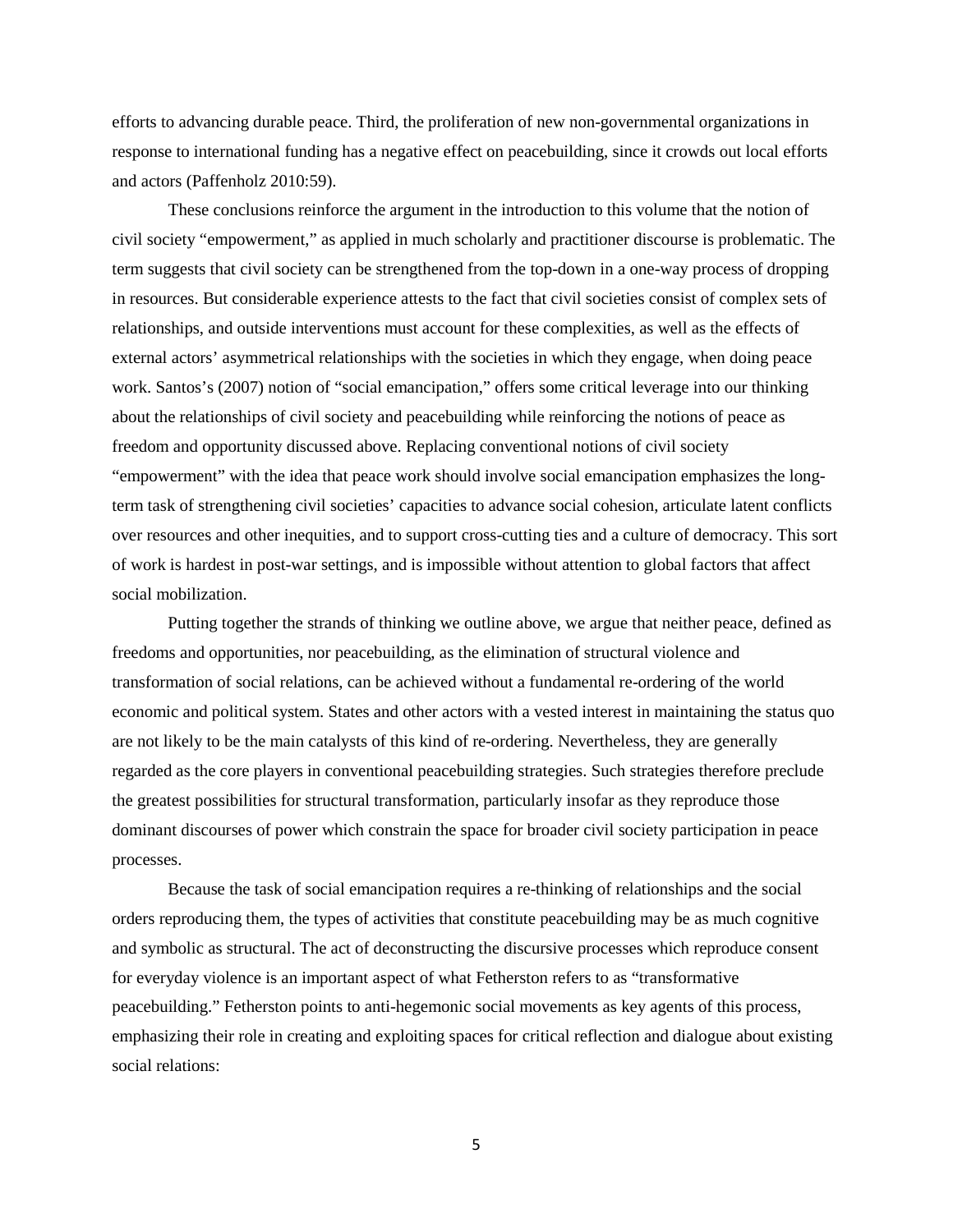efforts to advancing durable peace. Third, the proliferation of new non-governmental organizations in response to international funding has a negative effect on peacebuilding, since it crowds out local efforts and actors (Paffenholz 2010:59).

These conclusions reinforce the argument in the introduction to this volume that the notion of civil society "empowerment," as applied in much scholarly and practitioner discourse is problematic. The term suggests that civil society can be strengthened from the top-down in a one-way process of dropping in resources. But considerable experience attests to the fact that civil societies consist of complex sets of relationships, and outside interventions must account for these complexities, as well as the effects of external actors' asymmetrical relationships with the societies in which they engage, when doing peace work. Santos's (2007) notion of "social emancipation," offers some critical leverage into our thinking about the relationships of civil society and peacebuilding while reinforcing the notions of peace as freedom and opportunity discussed above. Replacing conventional notions of civil society "empowerment" with the idea that peace work should involve social emancipation emphasizes the long-term task of strengthening civil societies' capacities to advance social cohesion, articulate latent conflicts over resources and other inequities, and to support cross-cutting ties and a culture of democracy. This sort of work is hardest in post-war settings, and is impossible without attention to global factors that affect social mobilization.

Putting together the strands of thinking we outline above, we argue that neither peace, defined as freedoms and opportunities, nor peacebuilding, as the elimination of structural violence and transformation of social relations, can be achieved without a fundamental re-ordering of the world economic and political system. States and other actors with a vested interest in maintaining the status quo are not likely to be the main catalysts of this kind of re-ordering. Nevertheless, they are generally regarded as the core players in conventional peacebuilding strategies. Such strategies therefore preclude the greatest possibilities for structural transformation, particularly insofar as they reproduce those dominant discourses of power which constrain the space for broader civil society participation in peace processes.

Because the task of social emancipation requires a re-thinking of relationships and the social orders reproducing them, the types of activities that constitute peacebuilding may be as much cognitive and symbolic as structural. The act of deconstructing the discursive processes which reproduce consent for everyday violence is an important aspect of what Fetherston refers to as "transformative peacebuilding." Fetherston points to anti-hegemonic social movements as key agents of this process, emphasizing their role in creating and exploiting spaces for critical reflection and dialogue about existing social relations: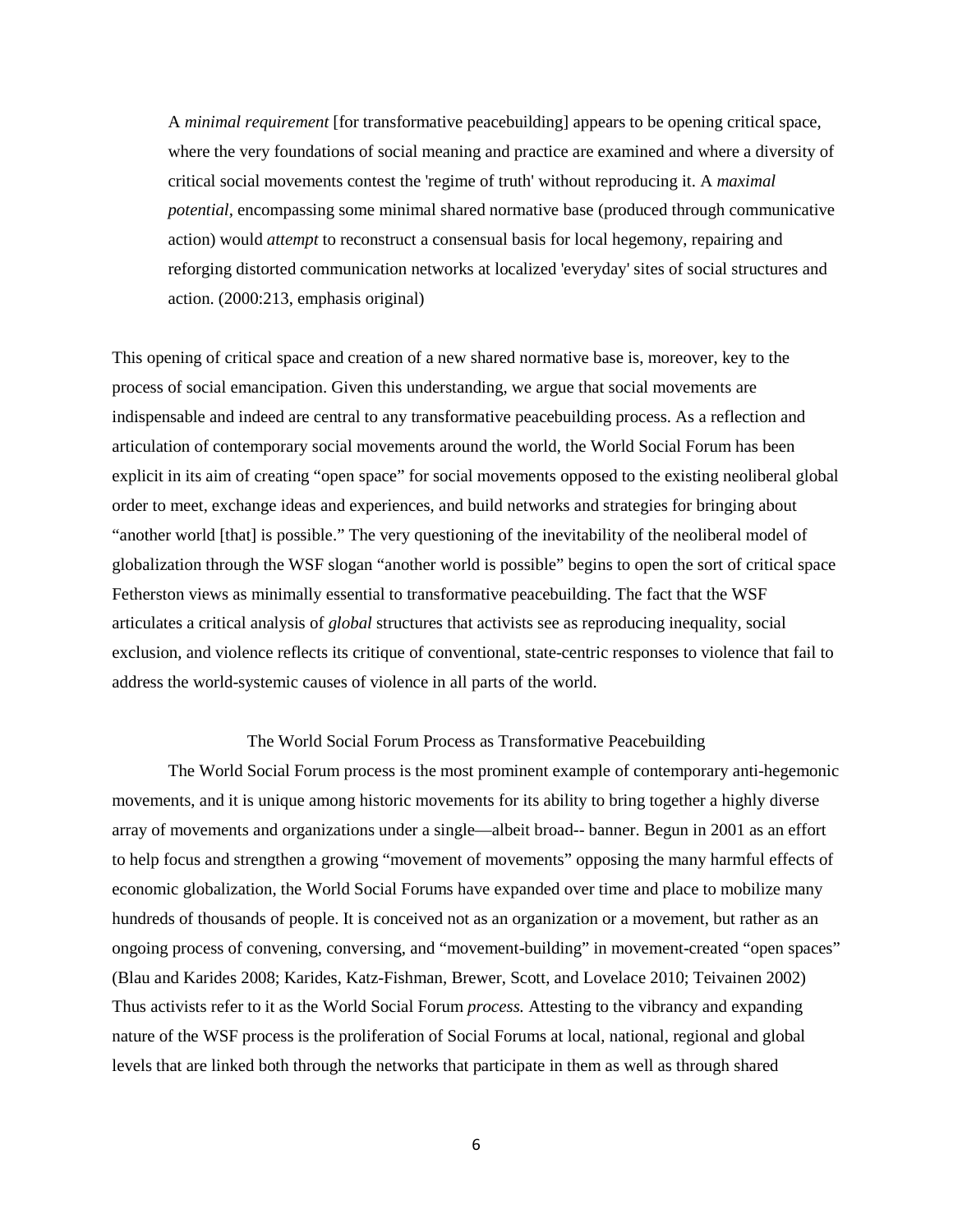> A *minimal requirement* [for transformative peacebuilding] appears to be opening critical space, where the very foundations of social meaning and practice are examined and where a diversity of critical social movements contest the 'regime of truth' without reproducing it. A *maximal potential*, encompassing some minimal shared normative base (produced through communicative action) would *attempt* to reconstruct a consensual basis for local hegemony, repairing and reforging distorted communication networks at localized 'everyday' sites of social structures and action. (2000:213, emphasis original)

This opening of critical space and creation of a new shared normative base is, moreover, key to the process of social emancipation. Given this understanding, we argue that social movements are indispensable and indeed are central to any transformative peacebuilding process. As a reflection and articulation of contemporary social movements around the world, the World Social Forum has been explicit in its aim of creating "open space" for social movements opposed to the existing neoliberal global order to meet, exchange ideas and experiences, and build networks and strategies for bringing about "another world [that] is possible." The very questioning of the inevitability of the neoliberal model of globalization through the WSF slogan "another world is possible" begins to open the sort of critical space Fetherston views as minimally essential to transformative peacebuilding. The fact that the WSF articulates a critical analysis of *global* structures that activists see as reproducing inequality, social exclusion, and violence reflects its critique of conventional, state-centric responses to violence that fail to address the world-systemic causes of violence in all parts of the world.

## The World Social Forum Process as Transformative Peacebuilding

The World Social Forum process is the most prominent example of contemporary anti-hegemonic movements, and it is unique among historic movements for its ability to bring together a highly diverse array of movements and organizations under a single—albeit broad-- banner. Begun in 2001 as an effort to help focus and strengthen a growing "movement of movements" opposing the many harmful effects of economic globalization, the World Social Forums have expanded over time and place to mobilize many hundreds of thousands of people. It is conceived not as an organization or a movement, but rather as an ongoing process of convening, conversing, and "movement-building" in movement-created "open spaces" (Blau and Karides 2008; Karides, Katz-Fishman, Brewer, Scott, and Lovelace 2010; Teivainen 2002) Thus activists refer to it as the World Social Forum *process.* Attesting to the vibrancy and expanding nature of the WSF process is the proliferation of Social Forums at local, national, regional and global levels that are linked both through the networks that participate in them as well as through shared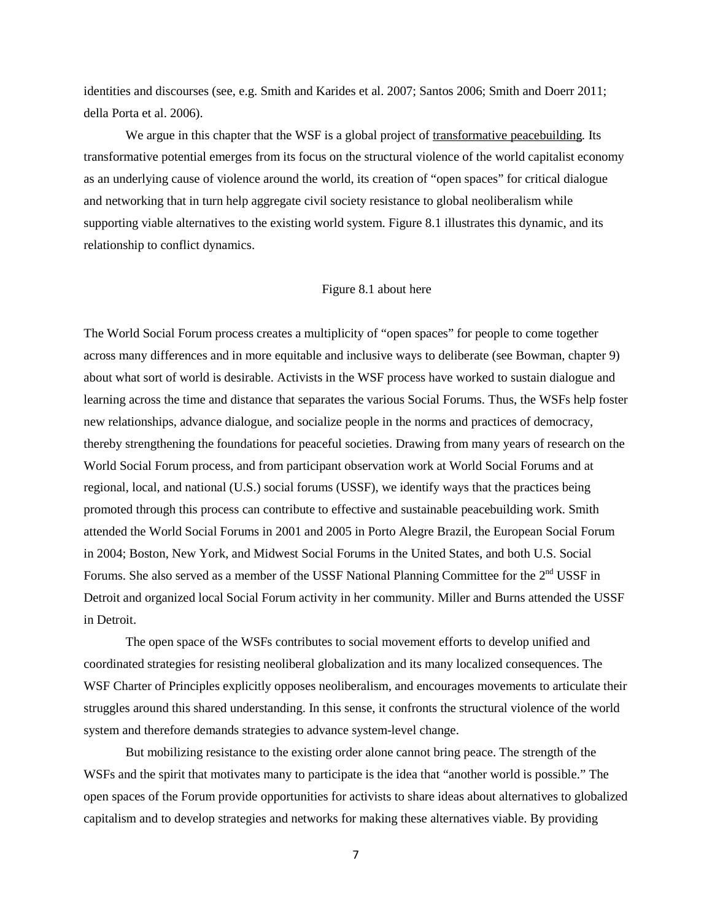identities and discourses (see, e.g. Smith and Karides et al. 2007; Santos 2006; Smith and Doerr 2011; della Porta et al. 2006).

We argue in this chapter that the WSF is a global project of transformative peacebuilding. Its transformative potential emerges from its focus on the structural violence of the world capitalist economy as an underlying cause of violence around the world, its creation of "open spaces" for critical dialogue and networking that in turn help aggregate civil society resistance to global neoliberalism while supporting viable alternatives to the existing world system. Figure 8.1 illustrates this dynamic, and its relationship to conflict dynamics.

Figure 8.1 about here

The World Social Forum process creates a multiplicity of "open spaces" for people to come together across many differences and in more equitable and inclusive ways to deliberate (see Bowman, chapter 9) about what sort of world is desirable. Activists in the WSF process have worked to sustain dialogue and learning across the time and distance that separates the various Social Forums. Thus, the WSFs help foster new relationships, advance dialogue, and socialize people in the norms and practices of democracy, thereby strengthening the foundations for peaceful societies. Drawing from many years of research on the World Social Forum process, and from participant observation work at World Social Forums and at regional, local, and national (U.S.) social forums (USSF), we identify ways that the practices being promoted through this process can contribute to effective and sustainable peacebuilding work. Smith attended the World Social Forums in 2001 and 2005 in Porto Alegre Brazil, the European Social Forum in 2004; Boston, New York, and Midwest Social Forums in the United States, and both U.S. Social Forums. She also served as a member of the USSF National Planning Committee for the 2nd USSF in Detroit and organized local Social Forum activity in her community. Miller and Burns attended the USSF in Detroit.

The open space of the WSFs contributes to social movement efforts to develop unified and coordinated strategies for resisting neoliberal globalization and its many localized consequences. The WSF Charter of Principles explicitly opposes neoliberalism, and encourages movements to articulate their struggles around this shared understanding. In this sense, it confronts the structural violence of the world system and therefore demands strategies to advance system-level change.

But mobilizing resistance to the existing order alone cannot bring peace. The strength of the WSFs and the spirit that motivates many to participate is the idea that "another world is possible." The open spaces of the Forum provide opportunities for activists to share ideas about alternatives to globalized capitalism and to develop strategies and networks for making these alternatives viable. By providing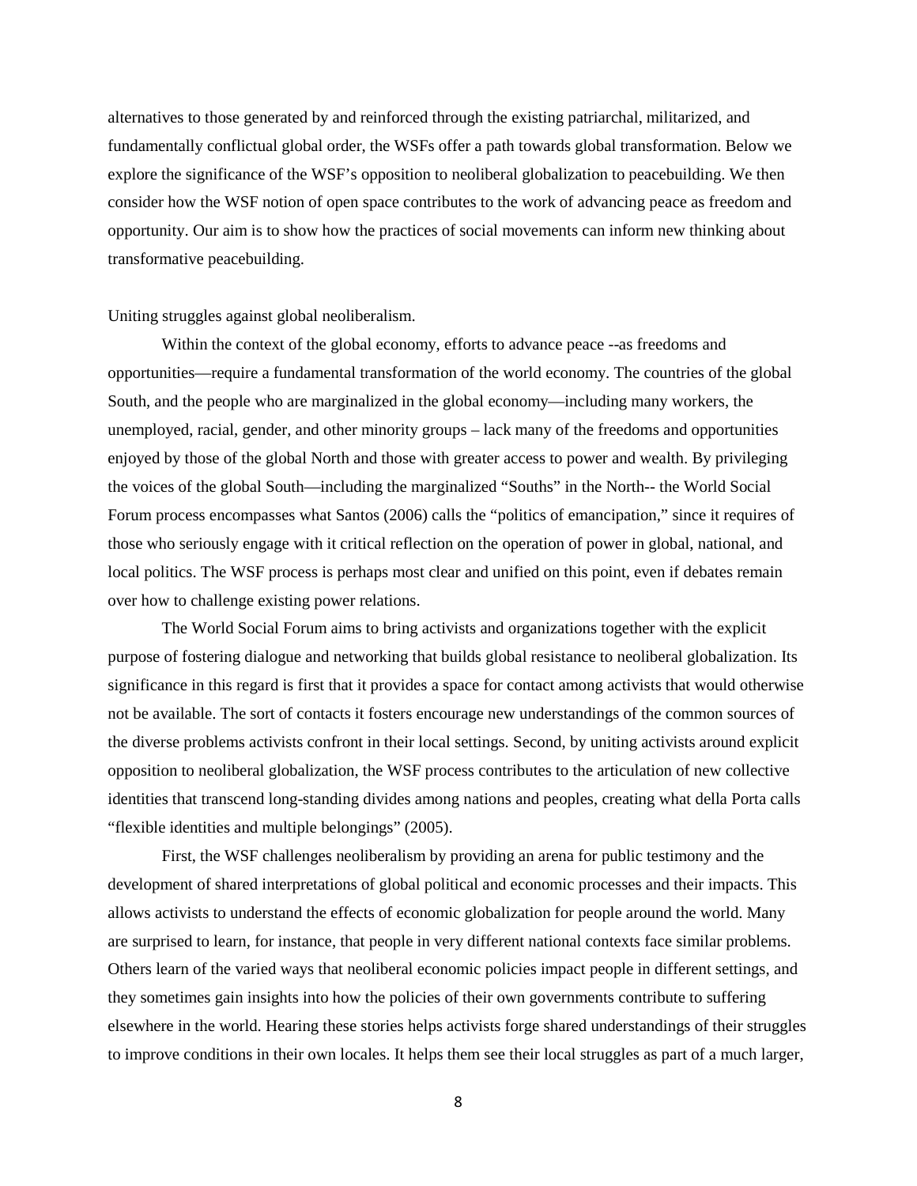alternatives to those generated by and reinforced through the existing patriarchal, militarized, and fundamentally conflictual global order, the WSFs offer a path towards global transformation. Below we explore the significance of the WSF's opposition to neoliberal globalization to peacebuilding. We then consider how the WSF notion of open space contributes to the work of advancing peace as freedom and opportunity. Our aim is to show how the practices of social movements can inform new thinking about transformative peacebuilding.

Uniting struggles against global neoliberalism.

Within the context of the global economy, efforts to advance peace --as freedoms and opportunities—require a fundamental transformation of the world economy. The countries of the global South, and the people who are marginalized in the global economy—including many workers, the unemployed, racial, gender, and other minority groups – lack many of the freedoms and opportunities enjoyed by those of the global North and those with greater access to power and wealth. By privileging the voices of the global South—including the marginalized "Souths" in the North-- the World Social Forum process encompasses what Santos (2006) calls the "politics of emancipation," since it requires of those who seriously engage with it critical reflection on the operation of power in global, national, and local politics. The WSF process is perhaps most clear and unified on this point, even if debates remain over how to challenge existing power relations.

The World Social Forum aims to bring activists and organizations together with the explicit purpose of fostering dialogue and networking that builds global resistance to neoliberal globalization. Its significance in this regard is first that it provides a space for contact among activists that would otherwise not be available. The sort of contacts it fosters encourage new understandings of the common sources of the diverse problems activists confront in their local settings. Second, by uniting activists around explicit opposition to neoliberal globalization, the WSF process contributes to the articulation of new collective identities that transcend long-standing divides among nations and peoples, creating what della Porta calls "flexible identities and multiple belongings" (2005).

First, the WSF challenges neoliberalism by providing an arena for public testimony and the development of shared interpretations of global political and economic processes and their impacts. This allows activists to understand the effects of economic globalization for people around the world. Many are surprised to learn, for instance, that people in very different national contexts face similar problems. Others learn of the varied ways that neoliberal economic policies impact people in different settings, and they sometimes gain insights into how the policies of their own governments contribute to suffering elsewhere in the world. Hearing these stories helps activists forge shared understandings of their struggles to improve conditions in their own locales. It helps them see their local struggles as part of a much larger,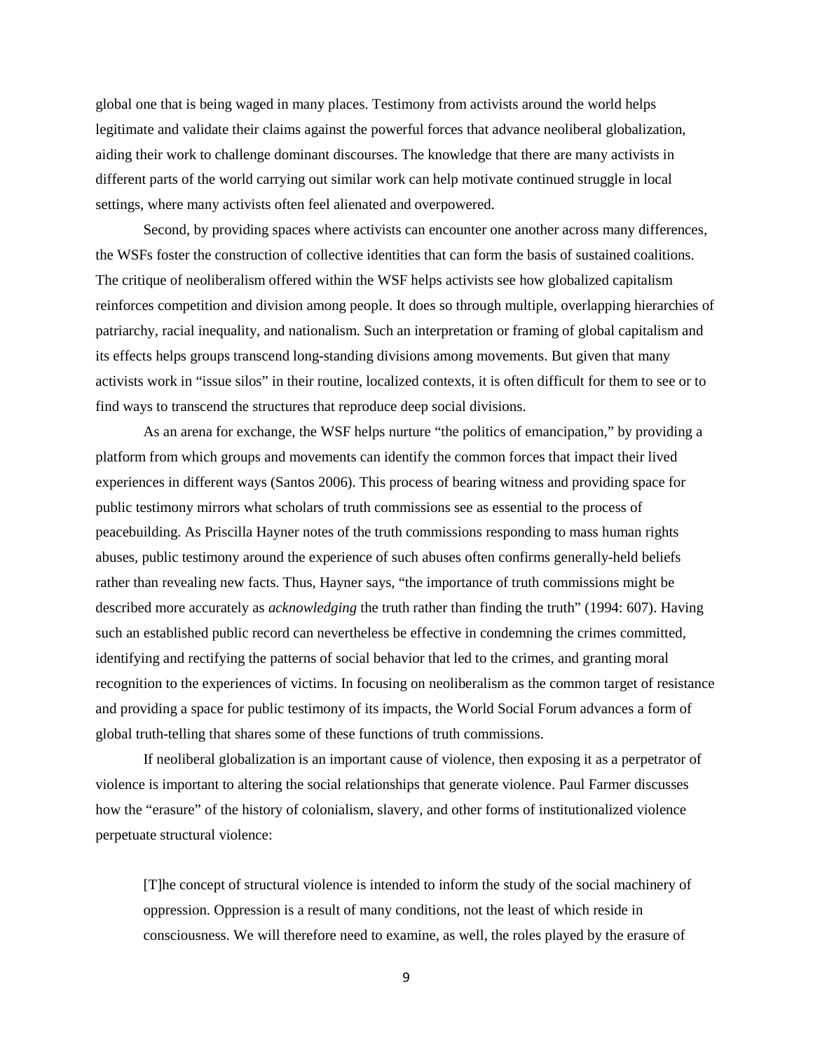global one that is being waged in many places. Testimony from activists around the world helps legitimate and validate their claims against the powerful forces that advance neoliberal globalization, aiding their work to challenge dominant discourses. The knowledge that there are many activists in different parts of the world carrying out similar work can help motivate continued struggle in local settings, where many activists often feel alienated and overpowered.

Second, by providing spaces where activists can encounter one another across many differences, the WSFs foster the construction of collective identities that can form the basis of sustained coalitions. The critique of neoliberalism offered within the WSF helps activists see how globalized capitalism reinforces competition and division among people. It does so through multiple, overlapping hierarchies of patriarchy, racial inequality, and nationalism. Such an interpretation or framing of global capitalism and its effects helps groups transcend long-standing divisions among movements. But given that many activists work in "issue silos" in their routine, localized contexts, it is often difficult for them to see or to find ways to transcend the structures that reproduce deep social divisions.

As an arena for exchange, the WSF helps nurture "the politics of emancipation," by providing a platform from which groups and movements can identify the common forces that impact their lived experiences in different ways (Santos 2006). This process of bearing witness and providing space for public testimony mirrors what scholars of truth commissions see as essential to the process of peacebuilding. As Priscilla Hayner notes of the truth commissions responding to mass human rights abuses, public testimony around the experience of such abuses often confirms generally-held beliefs rather than revealing new facts. Thus, Hayner says, "the importance of truth commissions might be described more accurately as *acknowledging* the truth rather than finding the truth" (1994: 607). Having such an established public record can nevertheless be effective in condemning the crimes committed, identifying and rectifying the patterns of social behavior that led to the crimes, and granting moral recognition to the experiences of victims. In focusing on neoliberalism as the common target of resistance and providing a space for public testimony of its impacts, the World Social Forum advances a form of global truth-telling that shares some of these functions of truth commissions.

If neoliberal globalization is an important cause of violence, then exposing it as a perpetrator of violence is important to altering the social relationships that generate violence. Paul Farmer discusses how the "erasure" of the history of colonialism, slavery, and other forms of institutionalized violence perpetuate structural violence:

> [T]he concept of structural violence is intended to inform the study of the social machinery of oppression. Oppression is a result of many conditions, not the least of which reside in consciousness. We will therefore need to examine, as well, the roles played by the erasure of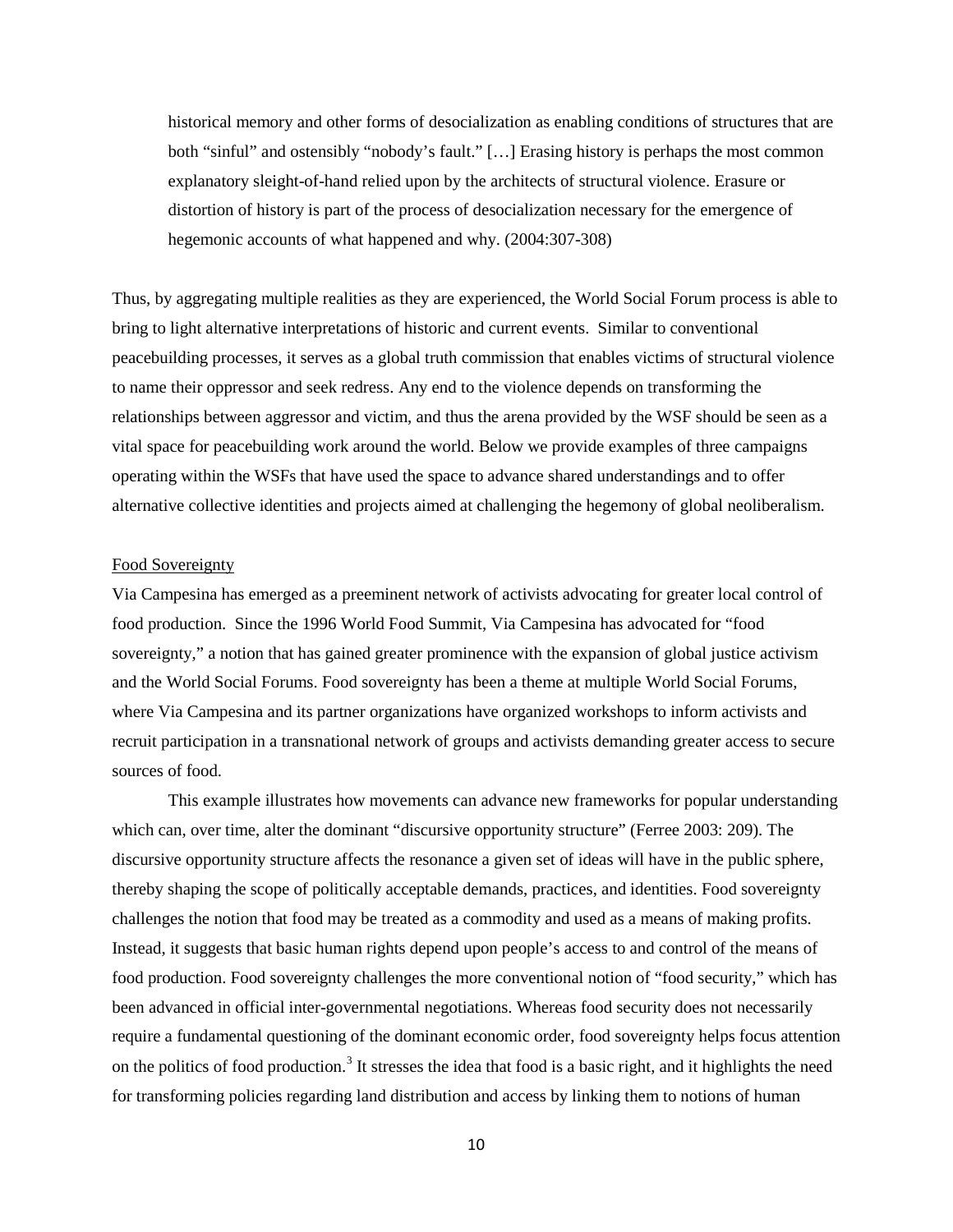> historical memory and other forms of desocialization as enabling conditions of structures that are both "sinful" and ostensibly "nobody's fault." […] Erasing history is perhaps the most common explanatory sleight-of-hand relied upon by the architects of structural violence. Erasure or distortion of history is part of the process of desocialization necessary for the emergence of hegemonic accounts of what happened and why. (2004:307-308)

Thus, by aggregating multiple realities as they are experienced, the World Social Forum process is able to bring to light alternative interpretations of historic and current events. Similar to conventional peacebuilding processes, it serves as a global truth commission that enables victims of structural violence to name their oppressor and seek redress. Any end to the violence depends on transforming the relationships between aggressor and victim, and thus the arena provided by the WSF should be seen as a vital space for peacebuilding work around the world. Below we provide examples of three campaigns operating within the WSFs that have used the space to advance shared understandings and to offer alternative collective identities and projects aimed at challenging the hegemony of global neoliberalism.

## Food Sovereignty

Via Campesina has emerged as a preeminent network of activists advocating for greater local control of food production. Since the 1996 World Food Summit, Via Campesina has advocated for "food sovereignty," a notion that has gained greater prominence with the expansion of global justice activism and the World Social Forums. Food sovereignty has been a theme at multiple World Social Forums, where Via Campesina and its partner organizations have organized workshops to inform activists and recruit participation in a transnational network of groups and activists demanding greater access to secure sources of food.

This example illustrates how movements can advance new frameworks for popular understanding which can, over time, alter the dominant "discursive opportunity structure" (Ferree 2003: 209). The discursive opportunity structure affects the resonance a given set of ideas will have in the public sphere, thereby shaping the scope of politically acceptable demands, practices, and identities. Food sovereignty challenges the notion that food may be treated as a commodity and used as a means of making profits. Instead, it suggests that basic human rights depend upon people's access to and control of the means of food production. Food sovereignty challenges the more conventional notion of "food security," which has been advanced in official inter-governmental negotiations. Whereas food security does not necessarily require a fundamental questioning of the dominant economic order, food sovereignty helps focus attention on the politics of food production.[3] It stresses the idea that food is a basic right, and it highlights the need for transforming policies regarding land distribution and access by linking them to notions of human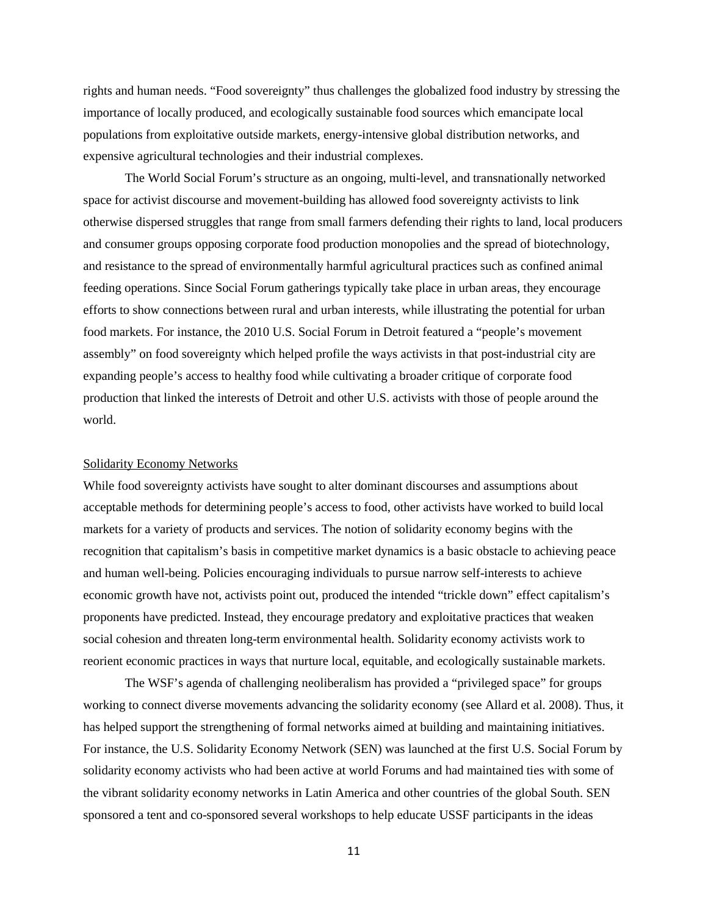rights and human needs. "Food sovereignty" thus challenges the globalized food industry by stressing the importance of locally produced, and ecologically sustainable food sources which emancipate local populations from exploitative outside markets, energy-intensive global distribution networks, and expensive agricultural technologies and their industrial complexes.

The World Social Forum's structure as an ongoing, multi-level, and transnationally networked space for activist discourse and movement-building has allowed food sovereignty activists to link otherwise dispersed struggles that range from small farmers defending their rights to land, local producers and consumer groups opposing corporate food production monopolies and the spread of biotechnology, and resistance to the spread of environmentally harmful agricultural practices such as confined animal feeding operations. Since Social Forum gatherings typically take place in urban areas, they encourage efforts to show connections between rural and urban interests, while illustrating the potential for urban food markets. For instance, the 2010 U.S. Social Forum in Detroit featured a "people's movement assembly" on food sovereignty which helped profile the ways activists in that post-industrial city are expanding people's access to healthy food while cultivating a broader critique of corporate food production that linked the interests of Detroit and other U.S. activists with those of people around the world.

<u>Solidarity Economy Networks</u>

While food sovereignty activists have sought to alter dominant discourses and assumptions about acceptable methods for determining people's access to food, other activists have worked to build local markets for a variety of products and services. The notion of solidarity economy begins with the recognition that capitalism's basis in competitive market dynamics is a basic obstacle to achieving peace and human well-being. Policies encouraging individuals to pursue narrow self-interests to achieve economic growth have not, activists point out, produced the intended "trickle down" effect capitalism's proponents have predicted. Instead, they encourage predatory and exploitative practices that weaken social cohesion and threaten long-term environmental health. Solidarity economy activists work to reorient economic practices in ways that nurture local, equitable, and ecologically sustainable markets.

The WSF's agenda of challenging neoliberalism has provided a "privileged space" for groups working to connect diverse movements advancing the solidarity economy (see Allard et al. 2008). Thus, it has helped support the strengthening of formal networks aimed at building and maintaining initiatives. For instance, the U.S. Solidarity Economy Network (SEN) was launched at the first U.S. Social Forum by solidarity economy activists who had been active at world Forums and had maintained ties with some of the vibrant solidarity economy networks in Latin America and other countries of the global South. SEN sponsored a tent and co-sponsored several workshops to help educate USSF participants in the ideas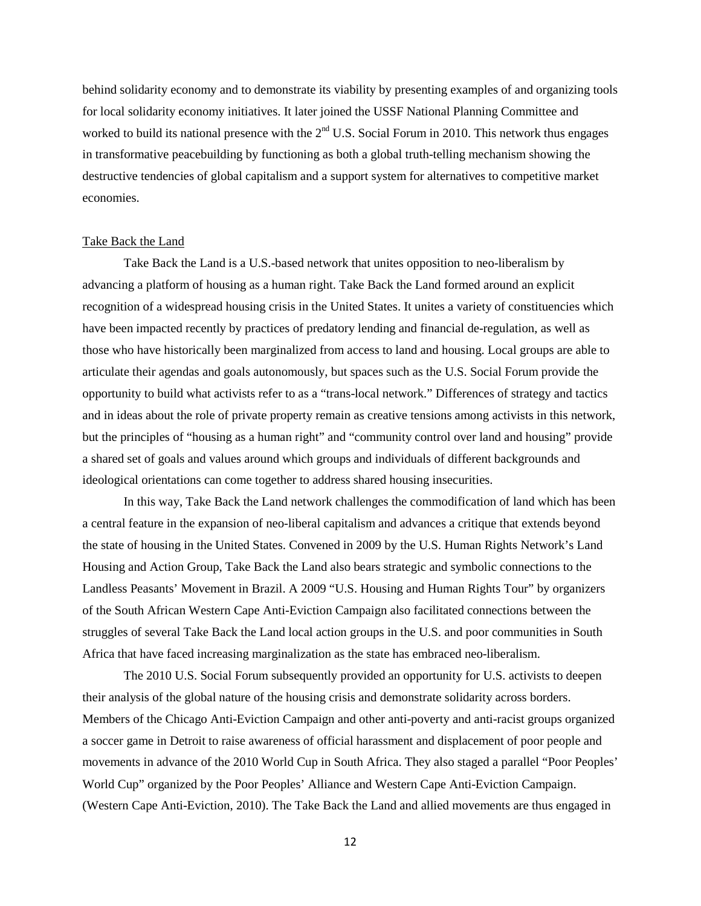behind solidarity economy and to demonstrate its viability by presenting examples of and organizing tools for local solidarity economy initiatives. It later joined the USSF National Planning Committee and worked to build its national presence with the 2nd U.S. Social Forum in 2010. This network thus engages in transformative peacebuilding by functioning as both a global truth-telling mechanism showing the destructive tendencies of global capitalism and a support system for alternatives to competitive market economies.

### Take Back the Land

Take Back the Land is a U.S.-based network that unites opposition to neo-liberalism by advancing a platform of housing as a human right. Take Back the Land formed around an explicit recognition of a widespread housing crisis in the United States. It unites a variety of constituencies which have been impacted recently by practices of predatory lending and financial de-regulation, as well as those who have historically been marginalized from access to land and housing. Local groups are able to articulate their agendas and goals autonomously, but spaces such as the U.S. Social Forum provide the opportunity to build what activists refer to as a "trans-local network." Differences of strategy and tactics and in ideas about the role of private property remain as creative tensions among activists in this network, but the principles of "housing as a human right" and "community control over land and housing" provide a shared set of goals and values around which groups and individuals of different backgrounds and ideological orientations can come together to address shared housing insecurities.

In this way, Take Back the Land network challenges the commodification of land which has been a central feature in the expansion of neo-liberal capitalism and advances a critique that extends beyond the state of housing in the United States. Convened in 2009 by the U.S. Human Rights Network's Land Housing and Action Group, Take Back the Land also bears strategic and symbolic connections to the Landless Peasants' Movement in Brazil. A 2009 "U.S. Housing and Human Rights Tour" by organizers of the South African Western Cape Anti-Eviction Campaign also facilitated connections between the struggles of several Take Back the Land local action groups in the U.S. and poor communities in South Africa that have faced increasing marginalization as the state has embraced neo-liberalism.

The 2010 U.S. Social Forum subsequently provided an opportunity for U.S. activists to deepen their analysis of the global nature of the housing crisis and demonstrate solidarity across borders. Members of the Chicago Anti-Eviction Campaign and other anti-poverty and anti-racist groups organized a soccer game in Detroit to raise awareness of official harassment and displacement of poor people and movements in advance of the 2010 World Cup in South Africa. They also staged a parallel "Poor Peoples' World Cup" organized by the Poor Peoples' Alliance and Western Cape Anti-Eviction Campaign. (Western Cape Anti-Eviction, 2010). The Take Back the Land and allied movements are thus engaged in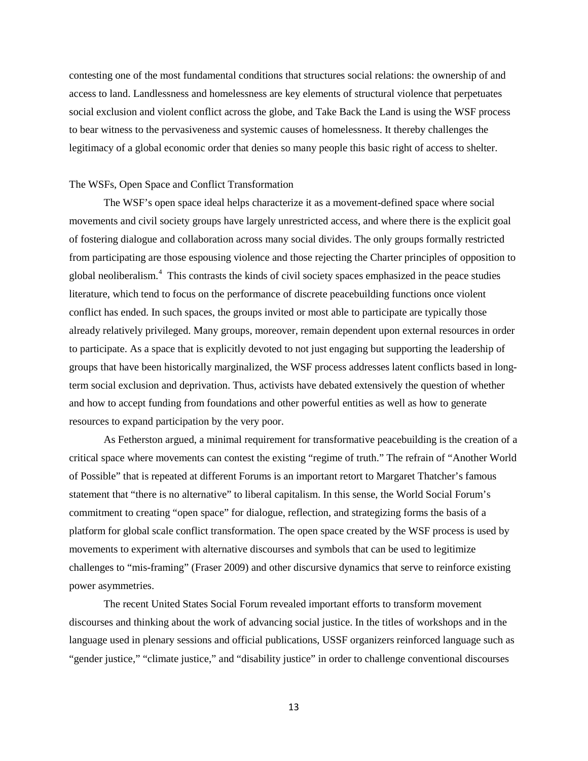contesting one of the most fundamental conditions that structures social relations: the ownership of and access to land. Landlessness and homelessness are key elements of structural violence that perpetuates social exclusion and violent conflict across the globe, and Take Back the Land is using the WSF process to bear witness to the pervasiveness and systemic causes of homelessness. It thereby challenges the legitimacy of a global economic order that denies so many people this basic right of access to shelter.

## The WSFs, Open Space and Conflict Transformation

The WSF's open space ideal helps characterize it as a movement-defined space where social movements and civil society groups have largely unrestricted access, and where there is the explicit goal of fostering dialogue and collaboration across many social divides. The only groups formally restricted from participating are those espousing violence and those rejecting the Charter principles of opposition to global neoliberalism.[4] This contrasts the kinds of civil society spaces emphasized in the peace studies literature, which tend to focus on the performance of discrete peacebuilding functions once violent conflict has ended. In such spaces, the groups invited or most able to participate are typically those already relatively privileged. Many groups, moreover, remain dependent upon external resources in order to participate. As a space that is explicitly devoted to not just engaging but supporting the leadership of groups that have been historically marginalized, the WSF process addresses latent conflicts based in long-term social exclusion and deprivation. Thus, activists have debated extensively the question of whether and how to accept funding from foundations and other powerful entities as well as how to generate resources to expand participation by the very poor.

As Fetherston argued, a minimal requirement for transformative peacebuilding is the creation of a critical space where movements can contest the existing "regime of truth." The refrain of "Another World of Possible" that is repeated at different Forums is an important retort to Margaret Thatcher's famous statement that "there is no alternative" to liberal capitalism. In this sense, the World Social Forum's commitment to creating "open space" for dialogue, reflection, and strategizing forms the basis of a platform for global scale conflict transformation. The open space created by the WSF process is used by movements to experiment with alternative discourses and symbols that can be used to legitimize challenges to "mis-framing" (Fraser 2009) and other discursive dynamics that serve to reinforce existing power asymmetries.

The recent United States Social Forum revealed important efforts to transform movement discourses and thinking about the work of advancing social justice. In the titles of workshops and in the language used in plenary sessions and official publications, USSF organizers reinforced language such as "gender justice," "climate justice," and "disability justice" in order to challenge conventional discourses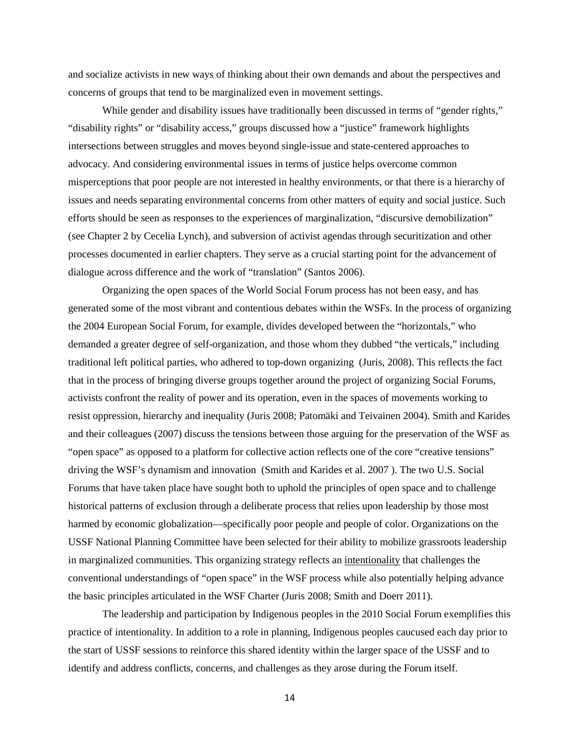and socialize activists in new ways of thinking about their own demands and about the perspectives and concerns of groups that tend to be marginalized even in movement settings.

While gender and disability issues have traditionally been discussed in terms of "gender rights," "disability rights" or "disability access," groups discussed how a "justice" framework highlights intersections between struggles and moves beyond single-issue and state-centered approaches to advocacy. And considering environmental issues in terms of justice helps overcome common misperceptions that poor people are not interested in healthy environments, or that there is a hierarchy of issues and needs separating environmental concerns from other matters of equity and social justice. Such efforts should be seen as responses to the experiences of marginalization, "discursive demobilization" (see Chapter 2 by Cecelia Lynch), and subversion of activist agendas through securitization and other processes documented in earlier chapters. They serve as a crucial starting point for the advancement of dialogue across difference and the work of "translation" (Santos 2006).

Organizing the open spaces of the World Social Forum process has not been easy, and has generated some of the most vibrant and contentious debates within the WSFs. In the process of organizing the 2004 European Social Forum, for example, divides developed between the "horizontals," who demanded a greater degree of self-organization, and those whom they dubbed "the verticals," including traditional left political parties, who adhered to top-down organizing (Juris, 2008). This reflects the fact that in the process of bringing diverse groups together around the project of organizing Social Forums, activists confront the reality of power and its operation, even in the spaces of movements working to resist oppression, hierarchy and inequality (Juris 2008; Patomäki and Teivainen 2004). Smith and Karides and their colleagues (2007) discuss the tensions between those arguing for the preservation of the WSF as "open space" as opposed to a platform for collective action reflects one of the core "creative tensions" driving the WSF's dynamism and innovation (Smith and Karides et al. 2007 ). The two U.S. Social Forums that have taken place have sought both to uphold the principles of open space and to challenge historical patterns of exclusion through a deliberate process that relies upon leadership by those most harmed by economic globalization—specifically poor people and people of color. Organizations on the USSF National Planning Committee have been selected for their ability to mobilize grassroots leadership in marginalized communities. This organizing strategy reflects an intentionality that challenges the conventional understandings of "open space" in the WSF process while also potentially helping advance the basic principles articulated in the WSF Charter (Juris 2008; Smith and Doerr 2011).

The leadership and participation by Indigenous peoples in the 2010 Social Forum exemplifies this practice of intentionality. In addition to a role in planning, Indigenous peoples caucused each day prior to the start of USSF sessions to reinforce this shared identity within the larger space of the USSF and to identify and address conflicts, concerns, and challenges as they arose during the Forum itself.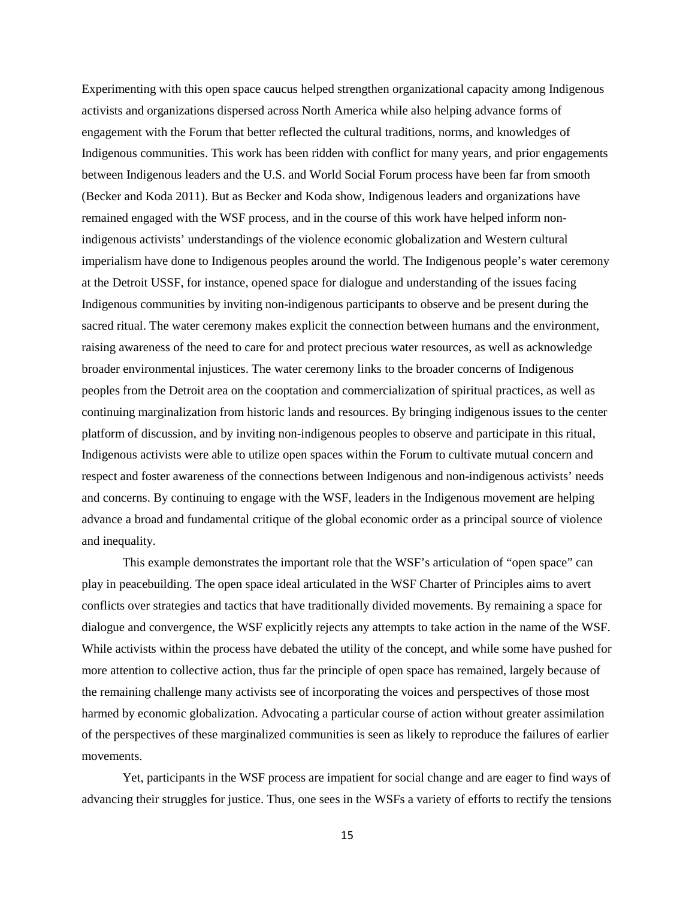Experimenting with this open space caucus helped strengthen organizational capacity among Indigenous activists and organizations dispersed across North America while also helping advance forms of engagement with the Forum that better reflected the cultural traditions, norms, and knowledges of Indigenous communities. This work has been ridden with conflict for many years, and prior engagements between Indigenous leaders and the U.S. and World Social Forum process have been far from smooth (Becker and Koda 2011). But as Becker and Koda show, Indigenous leaders and organizations have remained engaged with the WSF process, and in the course of this work have helped inform non-indigenous activists' understandings of the violence economic globalization and Western cultural imperialism have done to Indigenous peoples around the world. The Indigenous people's water ceremony at the Detroit USSF, for instance, opened space for dialogue and understanding of the issues facing Indigenous communities by inviting non-indigenous participants to observe and be present during the sacred ritual. The water ceremony makes explicit the connection between humans and the environment, raising awareness of the need to care for and protect precious water resources, as well as acknowledge broader environmental injustices. The water ceremony links to the broader concerns of Indigenous peoples from the Detroit area on the cooptation and commercialization of spiritual practices, as well as continuing marginalization from historic lands and resources. By bringing indigenous issues to the center platform of discussion, and by inviting non-indigenous peoples to observe and participate in this ritual, Indigenous activists were able to utilize open spaces within the Forum to cultivate mutual concern and respect and foster awareness of the connections between Indigenous and non-indigenous activists' needs and concerns. By continuing to engage with the WSF, leaders in the Indigenous movement are helping advance a broad and fundamental critique of the global economic order as a principal source of violence and inequality.

This example demonstrates the important role that the WSF's articulation of "open space" can play in peacebuilding. The open space ideal articulated in the WSF Charter of Principles aims to avert conflicts over strategies and tactics that have traditionally divided movements. By remaining a space for dialogue and convergence, the WSF explicitly rejects any attempts to take action in the name of the WSF. While activists within the process have debated the utility of the concept, and while some have pushed for more attention to collective action, thus far the principle of open space has remained, largely because of the remaining challenge many activists see of incorporating the voices and perspectives of those most harmed by economic globalization. Advocating a particular course of action without greater assimilation of the perspectives of these marginalized communities is seen as likely to reproduce the failures of earlier movements.

Yet, participants in the WSF process are impatient for social change and are eager to find ways of advancing their struggles for justice. Thus, one sees in the WSFs a variety of efforts to rectify the tensions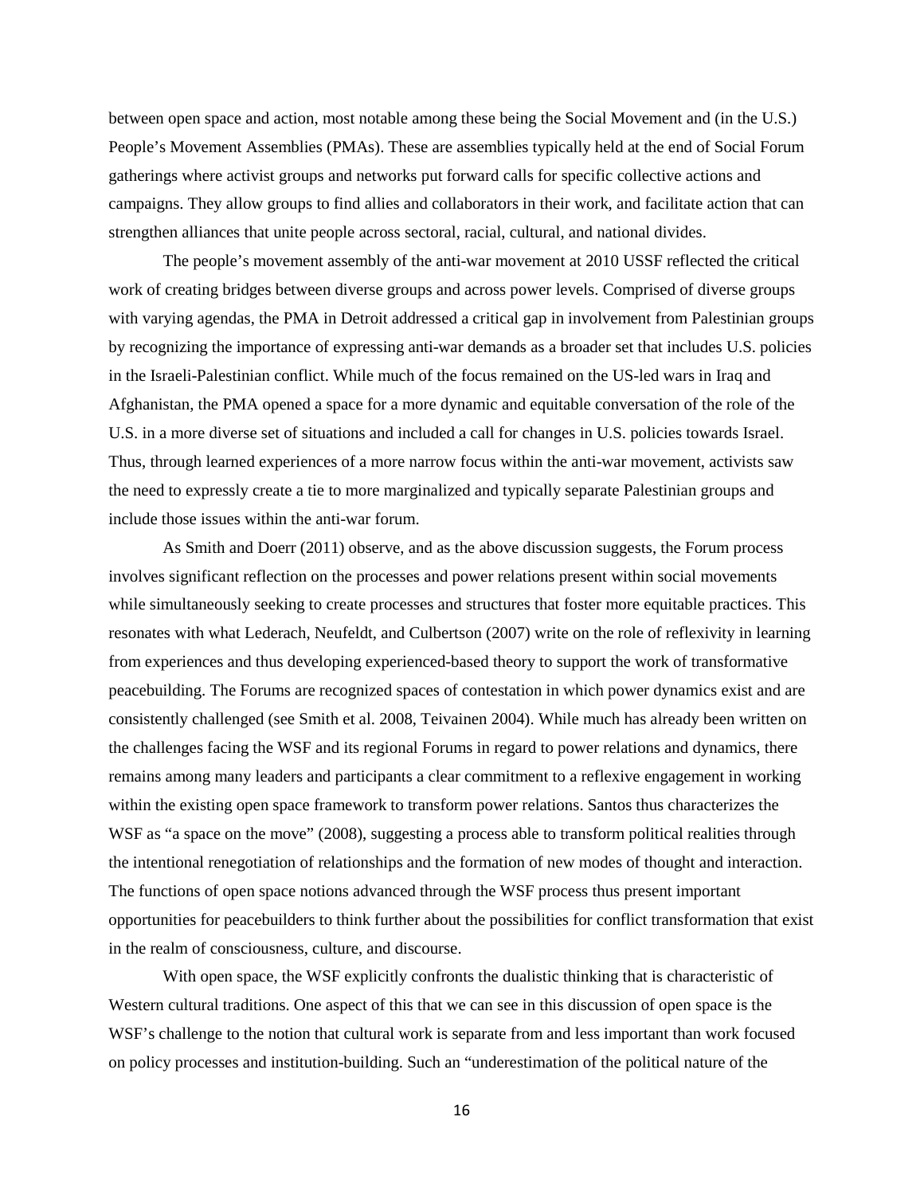between open space and action, most notable among these being the Social Movement and (in the U.S.) People's Movement Assemblies (PMAs). These are assemblies typically held at the end of Social Forum gatherings where activist groups and networks put forward calls for specific collective actions and campaigns. They allow groups to find allies and collaborators in their work, and facilitate action that can strengthen alliances that unite people across sectoral, racial, cultural, and national divides.

The people's movement assembly of the anti-war movement at 2010 USSF reflected the critical work of creating bridges between diverse groups and across power levels. Comprised of diverse groups with varying agendas, the PMA in Detroit addressed a critical gap in involvement from Palestinian groups by recognizing the importance of expressing anti-war demands as a broader set that includes U.S. policies in the Israeli-Palestinian conflict. While much of the focus remained on the US-led wars in Iraq and Afghanistan, the PMA opened a space for a more dynamic and equitable conversation of the role of the U.S. in a more diverse set of situations and included a call for changes in U.S. policies towards Israel. Thus, through learned experiences of a more narrow focus within the anti-war movement, activists saw the need to expressly create a tie to more marginalized and typically separate Palestinian groups and include those issues within the anti-war forum.

As Smith and Doerr (2011) observe, and as the above discussion suggests, the Forum process involves significant reflection on the processes and power relations present within social movements while simultaneously seeking to create processes and structures that foster more equitable practices. This resonates with what Lederach, Neufeldt, and Culbertson (2007) write on the role of reflexivity in learning from experiences and thus developing experienced-based theory to support the work of transformative peacebuilding. The Forums are recognized spaces of contestation in which power dynamics exist and are consistently challenged (see Smith et al. 2008, Teivainen 2004). While much has already been written on the challenges facing the WSF and its regional Forums in regard to power relations and dynamics, there remains among many leaders and participants a clear commitment to a reflexive engagement in working within the existing open space framework to transform power relations. Santos thus characterizes the WSF as "a space on the move" (2008), suggesting a process able to transform political realities through the intentional renegotiation of relationships and the formation of new modes of thought and interaction. The functions of open space notions advanced through the WSF process thus present important opportunities for peacebuilders to think further about the possibilities for conflict transformation that exist in the realm of consciousness, culture, and discourse.

With open space, the WSF explicitly confronts the dualistic thinking that is characteristic of Western cultural traditions. One aspect of this that we can see in this discussion of open space is the WSF's challenge to the notion that cultural work is separate from and less important than work focused on policy processes and institution-building. Such an "underestimation of the political nature of the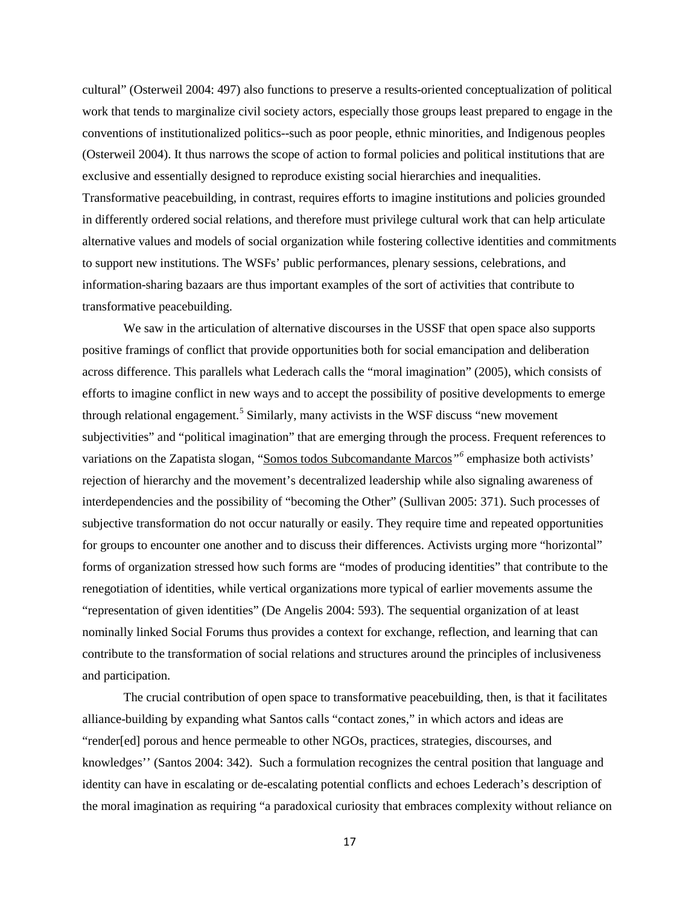cultural" (Osterweil 2004: 497) also functions to preserve a results-oriented conceptualization of political work that tends to marginalize civil society actors, especially those groups least prepared to engage in the conventions of institutionalized politics--such as poor people, ethnic minorities, and Indigenous peoples (Osterweil 2004). It thus narrows the scope of action to formal policies and political institutions that are exclusive and essentially designed to reproduce existing social hierarchies and inequalities. Transformative peacebuilding, in contrast, requires efforts to imagine institutions and policies grounded in differently ordered social relations, and therefore must privilege cultural work that can help articulate alternative values and models of social organization while fostering collective identities and commitments to support new institutions. The WSFs' public performances, plenary sessions, celebrations, and information-sharing bazaars are thus important examples of the sort of activities that contribute to transformative peacebuilding.

We saw in the articulation of alternative discourses in the USSF that open space also supports positive framings of conflict that provide opportunities both for social emancipation and deliberation across difference. This parallels what Lederach calls the "moral imagination" (2005), which consists of efforts to imagine conflict in new ways and to accept the possibility of positive developments to emerge through relational engagement.[5] Similarly, many activists in the WSF discuss "new movement subjectivities" and "political imagination" that are emerging through the process. Frequent references to variations on the Zapatista slogan, "Somos todos Subcomandante Marcos*"*[6] emphasize both activists' rejection of hierarchy and the movement's decentralized leadership while also signaling awareness of interdependencies and the possibility of "becoming the Other" (Sullivan 2005: 371). Such processes of subjective transformation do not occur naturally or easily. They require time and repeated opportunities for groups to encounter one another and to discuss their differences. Activists urging more "horizontal" forms of organization stressed how such forms are "modes of producing identities" that contribute to the renegotiation of identities, while vertical organizations more typical of earlier movements assume the "representation of given identities" (De Angelis 2004: 593). The sequential organization of at least nominally linked Social Forums thus provides a context for exchange, reflection, and learning that can contribute to the transformation of social relations and structures around the principles of inclusiveness and participation.

The crucial contribution of open space to transformative peacebuilding, then, is that it facilitates alliance-building by expanding what Santos calls "contact zones," in which actors and ideas are "render[ed] porous and hence permeable to other NGOs, practices, strategies, discourses, and knowledges'' (Santos 2004: 342). Such a formulation recognizes the central position that language and identity can have in escalating or de-escalating potential conflicts and echoes Lederach's description of the moral imagination as requiring "a paradoxical curiosity that embraces complexity without reliance on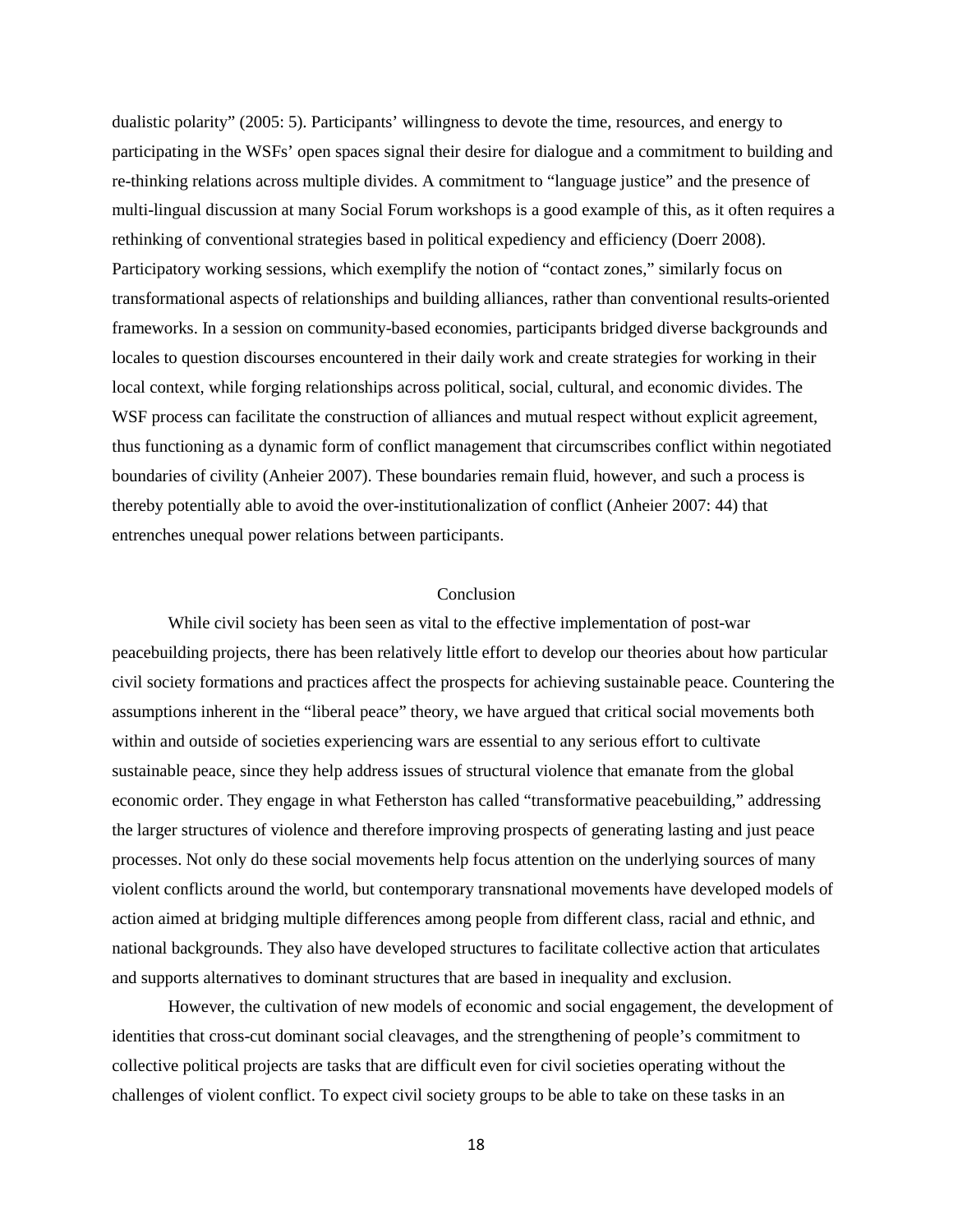dualistic polarity" (2005: 5). Participants' willingness to devote the time, resources, and energy to participating in the WSFs' open spaces signal their desire for dialogue and a commitment to building and re-thinking relations across multiple divides. A commitment to "language justice" and the presence of multi-lingual discussion at many Social Forum workshops is a good example of this, as it often requires a rethinking of conventional strategies based in political expediency and efficiency (Doerr 2008). Participatory working sessions, which exemplify the notion of "contact zones," similarly focus on transformational aspects of relationships and building alliances, rather than conventional results-oriented frameworks. In a session on community-based economies, participants bridged diverse backgrounds and locales to question discourses encountered in their daily work and create strategies for working in their local context, while forging relationships across political, social, cultural, and economic divides. The WSF process can facilitate the construction of alliances and mutual respect without explicit agreement, thus functioning as a dynamic form of conflict management that circumscribes conflict within negotiated boundaries of civility (Anheier 2007). These boundaries remain fluid, however, and such a process is thereby potentially able to avoid the over-institutionalization of conflict (Anheier 2007: 44) that entrenches unequal power relations between participants.

## Conclusion

While civil society has been seen as vital to the effective implementation of post-war peacebuilding projects, there has been relatively little effort to develop our theories about how particular civil society formations and practices affect the prospects for achieving sustainable peace. Countering the assumptions inherent in the "liberal peace" theory, we have argued that critical social movements both within and outside of societies experiencing wars are essential to any serious effort to cultivate sustainable peace, since they help address issues of structural violence that emanate from the global economic order. They engage in what Fetherston has called "transformative peacebuilding," addressing the larger structures of violence and therefore improving prospects of generating lasting and just peace processes. Not only do these social movements help focus attention on the underlying sources of many violent conflicts around the world, but contemporary transnational movements have developed models of action aimed at bridging multiple differences among people from different class, racial and ethnic, and national backgrounds. They also have developed structures to facilitate collective action that articulates and supports alternatives to dominant structures that are based in inequality and exclusion.

However, the cultivation of new models of economic and social engagement, the development of identities that cross-cut dominant social cleavages, and the strengthening of people's commitment to collective political projects are tasks that are difficult even for civil societies operating without the challenges of violent conflict. To expect civil society groups to be able to take on these tasks in an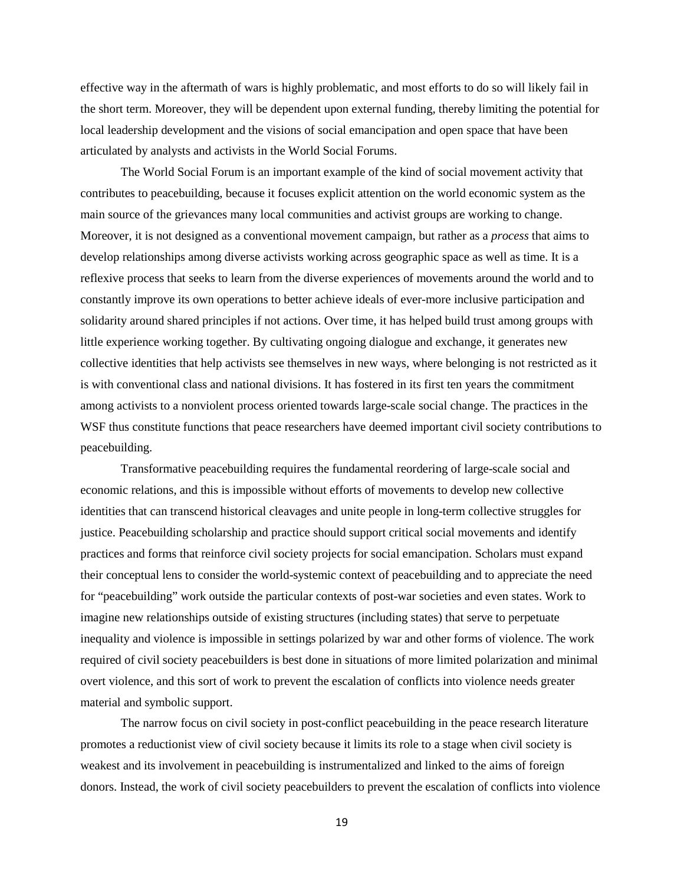effective way in the aftermath of wars is highly problematic, and most efforts to do so will likely fail in the short term. Moreover, they will be dependent upon external funding, thereby limiting the potential for local leadership development and the visions of social emancipation and open space that have been articulated by analysts and activists in the World Social Forums.

The World Social Forum is an important example of the kind of social movement activity that contributes to peacebuilding, because it focuses explicit attention on the world economic system as the main source of the grievances many local communities and activist groups are working to change. Moreover, it is not designed as a conventional movement campaign, but rather as a *process* that aims to develop relationships among diverse activists working across geographic space as well as time. It is a reflexive process that seeks to learn from the diverse experiences of movements around the world and to constantly improve its own operations to better achieve ideals of ever-more inclusive participation and solidarity around shared principles if not actions. Over time, it has helped build trust among groups with little experience working together. By cultivating ongoing dialogue and exchange, it generates new collective identities that help activists see themselves in new ways, where belonging is not restricted as it is with conventional class and national divisions. It has fostered in its first ten years the commitment among activists to a nonviolent process oriented towards large-scale social change. The practices in the WSF thus constitute functions that peace researchers have deemed important civil society contributions to peacebuilding.

Transformative peacebuilding requires the fundamental reordering of large-scale social and economic relations, and this is impossible without efforts of movements to develop new collective identities that can transcend historical cleavages and unite people in long-term collective struggles for justice. Peacebuilding scholarship and practice should support critical social movements and identify practices and forms that reinforce civil society projects for social emancipation. Scholars must expand their conceptual lens to consider the world-systemic context of peacebuilding and to appreciate the need for "peacebuilding" work outside the particular contexts of post-war societies and even states. Work to imagine new relationships outside of existing structures (including states) that serve to perpetuate inequality and violence is impossible in settings polarized by war and other forms of violence. The work required of civil society peacebuilders is best done in situations of more limited polarization and minimal overt violence, and this sort of work to prevent the escalation of conflicts into violence needs greater material and symbolic support.

The narrow focus on civil society in post-conflict peacebuilding in the peace research literature promotes a reductionist view of civil society because it limits its role to a stage when civil society is weakest and its involvement in peacebuilding is instrumentalized and linked to the aims of foreign donors. Instead, the work of civil society peacebuilders to prevent the escalation of conflicts into violence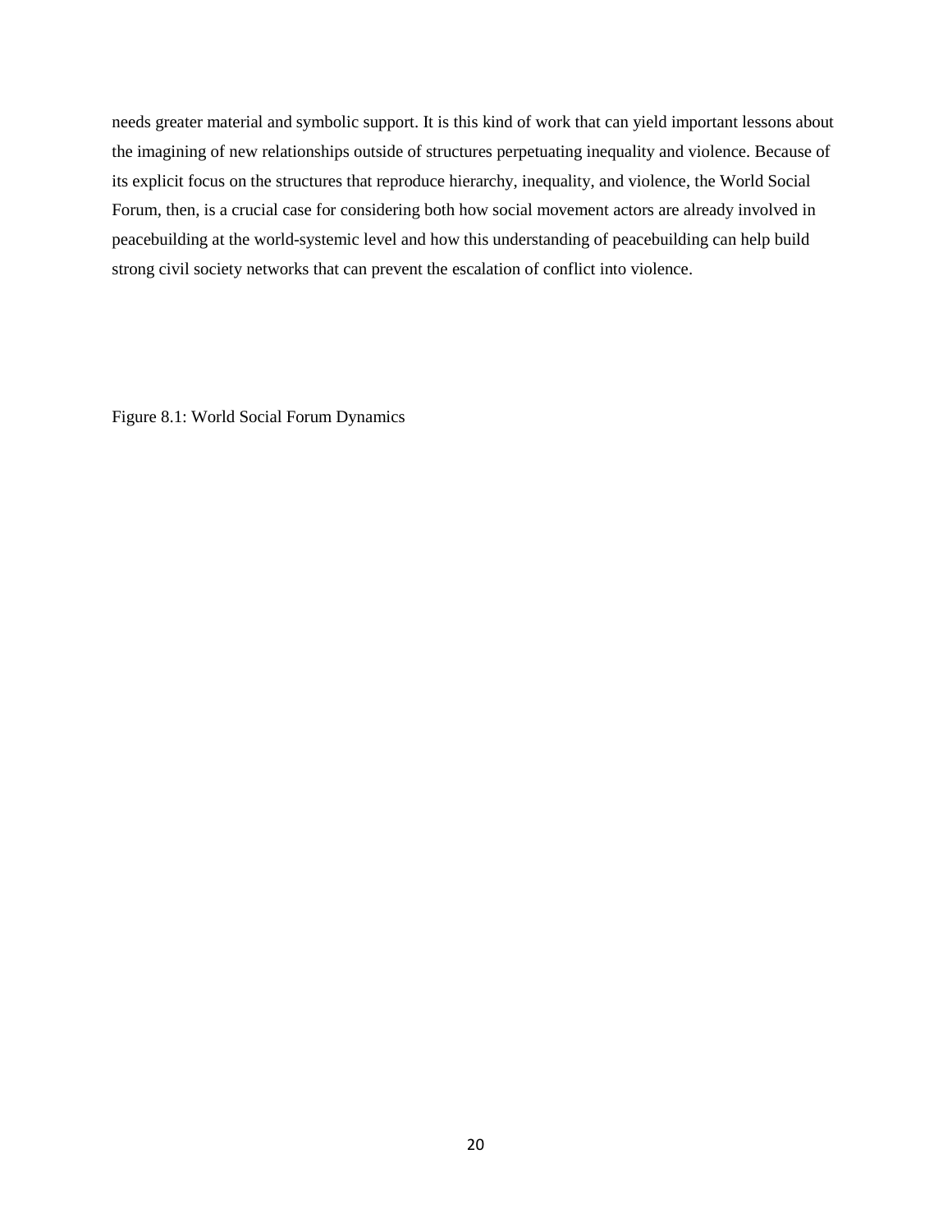needs greater material and symbolic support. It is this kind of work that can yield important lessons about the imagining of new relationships outside of structures perpetuating inequality and violence. Because of its explicit focus on the structures that reproduce hierarchy, inequality, and violence, the World Social Forum, then, is a crucial case for considering both how social movement actors are already involved in peacebuilding at the world-systemic level and how this understanding of peacebuilding can help build strong civil society networks that can prevent the escalation of conflict into violence.

Figure 8.1: World Social Forum Dynamics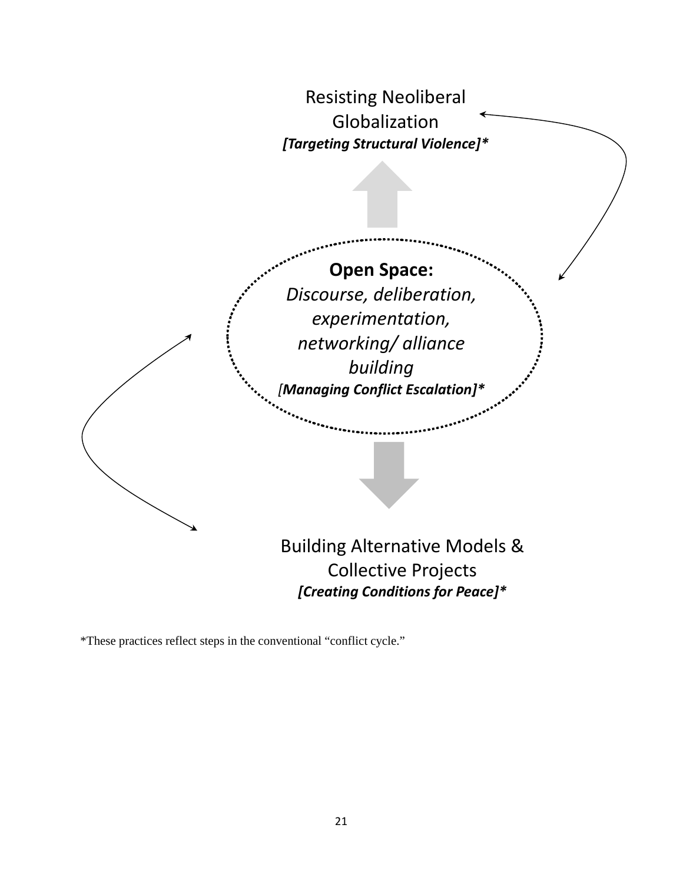Resisting Neoliberal Globalization
***[Targeting Structural Violence]****

**Open Space:**
*Discourse, deliberation, experimentation, networking/ alliance building*
[***Managing Conflict Escalation]****

Building Alternative Models & Collective Projects
***[Creating Conditions for Peace]****

*These practices reflect steps in the conventional "conflict cycle."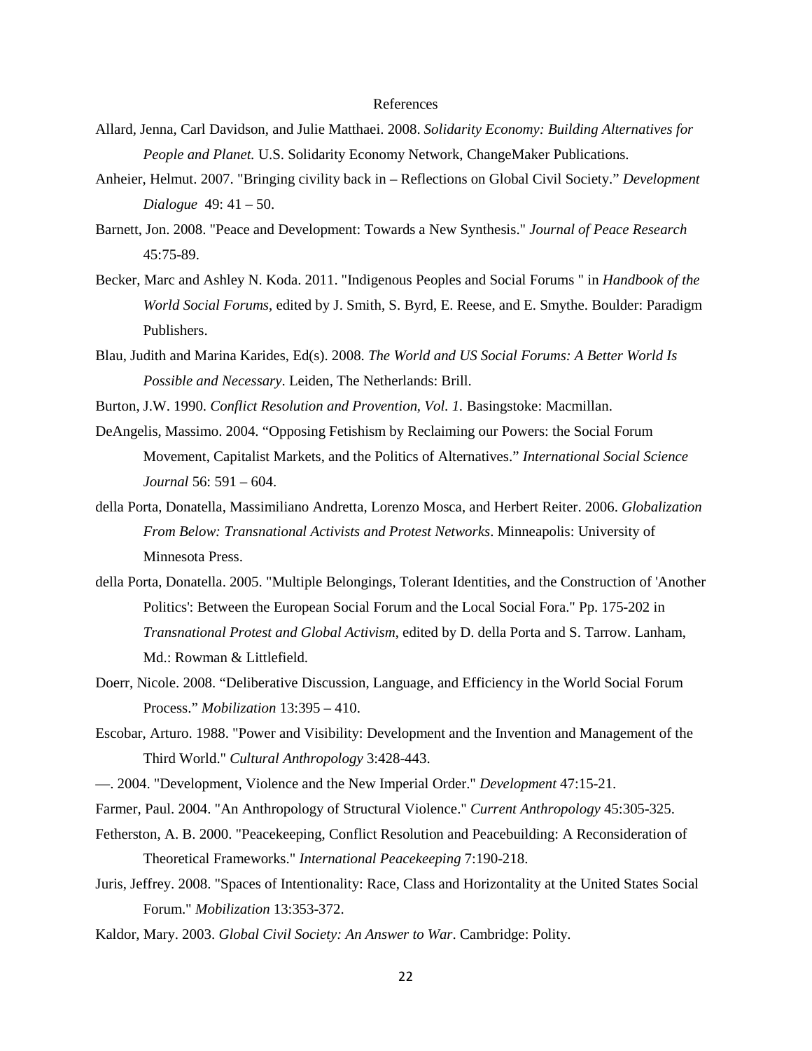# References

Allard, Jenna, Carl Davidson, and Julie Matthaei. 2008. *Solidarity Economy: Building Alternatives for People and Planet.* U.S. Solidarity Economy Network, ChangeMaker Publications.

Anheier, Helmut. 2007. "Bringing civility back in – Reflections on Global Civil Society." *Development Dialogue* 49: 41 – 50.

Barnett, Jon. 2008. "Peace and Development: Towards a New Synthesis." *Journal of Peace Research* 45:75-89.

Becker, Marc and Ashley N. Koda. 2011. "Indigenous Peoples and Social Forums " in *Handbook of the World Social Forums*, edited by J. Smith, S. Byrd, E. Reese, and E. Smythe. Boulder: Paradigm Publishers.

Blau, Judith and Marina Karides, Ed(s). 2008. *The World and US Social Forums: A Better World Is Possible and Necessary*. Leiden, The Netherlands: Brill.

Burton, J.W. 1990. *Conflict Resolution and Provention, Vol. 1.* Basingstoke: Macmillan.

DeAngelis, Massimo. 2004. "Opposing Fetishism by Reclaiming our Powers: the Social Forum Movement, Capitalist Markets, and the Politics of Alternatives." *International Social Science Journal* 56: 591 – 604.

della Porta, Donatella, Massimiliano Andretta, Lorenzo Mosca, and Herbert Reiter. 2006. *Globalization From Below: Transnational Activists and Protest Networks*. Minneapolis: University of Minnesota Press.

della Porta, Donatella. 2005. "Multiple Belongings, Tolerant Identities, and the Construction of 'Another Politics': Between the European Social Forum and the Local Social Fora." Pp. 175-202 in *Transnational Protest and Global Activism*, edited by D. della Porta and S. Tarrow. Lanham, Md.: Rowman & Littlefield.

Doerr, Nicole. 2008. "Deliberative Discussion, Language, and Efficiency in the World Social Forum Process." *Mobilization* 13:395 – 410.

Escobar, Arturo. 1988. "Power and Visibility: Development and the Invention and Management of the Third World." *Cultural Anthropology* 3:428-443.

—. 2004. "Development, Violence and the New Imperial Order." *Development* 47:15-21.

Farmer, Paul. 2004. "An Anthropology of Structural Violence." *Current Anthropology* 45:305-325.

Fetherston, A. B. 2000. "Peacekeeping, Conflict Resolution and Peacebuilding: A Reconsideration of Theoretical Frameworks." *International Peacekeeping* 7:190-218.

Juris, Jeffrey. 2008. "Spaces of Intentionality: Race, Class and Horizontality at the United States Social Forum." *Mobilization* 13:353-372.

Kaldor, Mary. 2003. *Global Civil Society: An Answer to War*. Cambridge: Polity.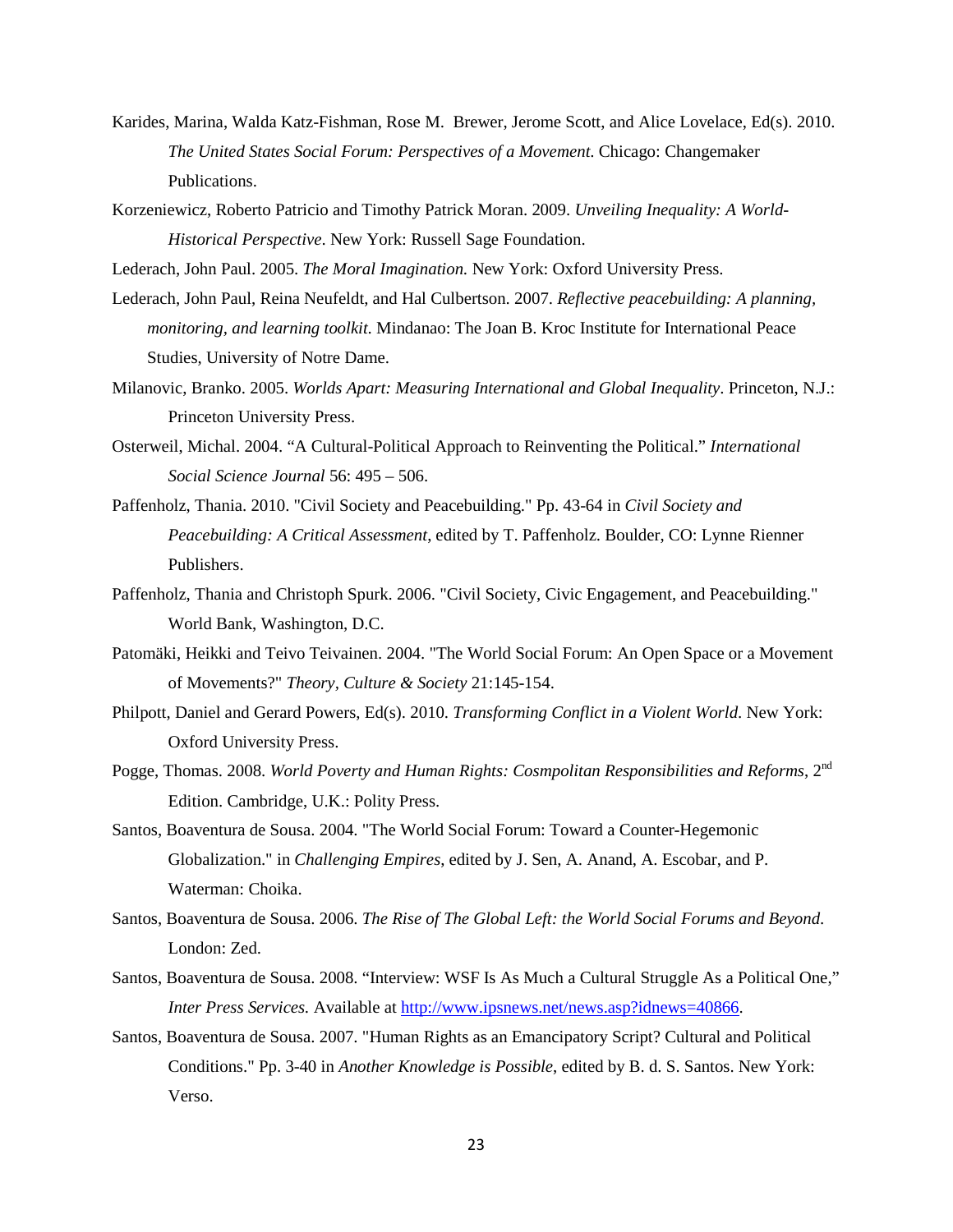Karides, Marina, Walda Katz-Fishman, Rose M. Brewer, Jerome Scott, and Alice Lovelace, Ed(s). 2010. *The United States Social Forum: Perspectives of a Movement*. Chicago: Changemaker Publications.

Korzeniewicz, Roberto Patricio and Timothy Patrick Moran. 2009. *Unveiling Inequality: A World-Historical Perspective*. New York: Russell Sage Foundation.

Lederach, John Paul. 2005. *The Moral Imagination.* New York: Oxford University Press.

Lederach, John Paul, Reina Neufeldt, and Hal Culbertson. 2007. *Reflective peacebuilding: A planning, monitoring, and learning toolkit.* Mindanao: The Joan B. Kroc Institute for International Peace Studies, University of Notre Dame.

Milanovic, Branko. 2005. *Worlds Apart: Measuring International and Global Inequality*. Princeton, N.J.: Princeton University Press.

Osterweil, Michal. 2004. "A Cultural-Political Approach to Reinventing the Political." *International Social Science Journal* 56: 495 – 506.

Paffenholz, Thania. 2010. "Civil Society and Peacebuilding." Pp. 43-64 in *Civil Society and Peacebuilding: A Critical Assessment*, edited by T. Paffenholz. Boulder, CO: Lynne Rienner Publishers.

Paffenholz, Thania and Christoph Spurk. 2006. "Civil Society, Civic Engagement, and Peacebuilding." World Bank, Washington, D.C.

Patomäki, Heikki and Teivo Teivainen. 2004. "The World Social Forum: An Open Space or a Movement of Movements?" *Theory, Culture & Society* 21:145-154.

Philpott, Daniel and Gerard Powers, Ed(s). 2010. *Transforming Conflict in a Violent World*. New York: Oxford University Press.

Pogge, Thomas. 2008. *World Poverty and Human Rights: Cosmpolitan Responsibilities and Reforms*, 2nd Edition. Cambridge, U.K.: Polity Press.

Santos, Boaventura de Sousa. 2004. "The World Social Forum: Toward a Counter-Hegemonic Globalization." in *Challenging Empires*, edited by J. Sen, A. Anand, A. Escobar, and P. Waterman: Choika.

Santos, Boaventura de Sousa. 2006. *The Rise of The Global Left: the World Social Forums and Beyond*. London: Zed.

Santos, Boaventura de Sousa. 2008. "Interview: WSF Is As Much a Cultural Struggle As a Political One," *Inter Press Services.* Available at http://www.ipsnews.net/news.asp?idnews=40866.

Santos, Boaventura de Sousa. 2007. "Human Rights as an Emancipatory Script? Cultural and Political Conditions." Pp. 3-40 in *Another Knowledge is Possible*, edited by B. d. S. Santos. New York: Verso.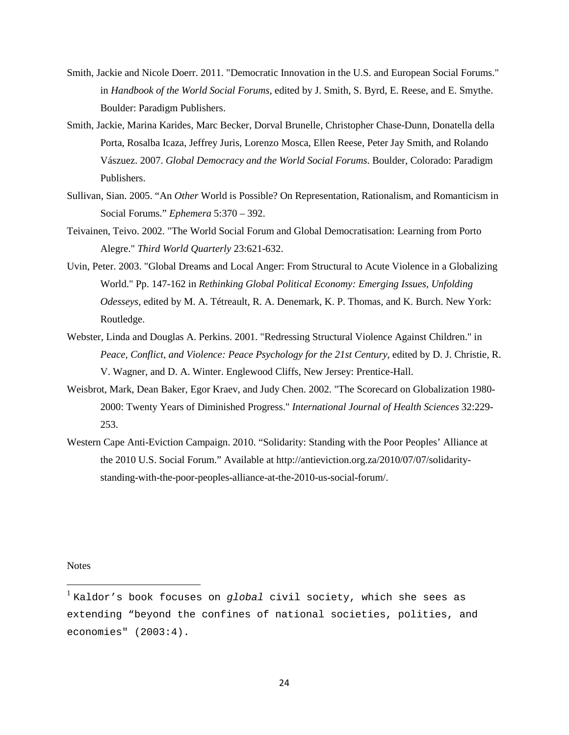Smith, Jackie and Nicole Doerr. 2011. "Democratic Innovation in the U.S. and European Social Forums." in *Handbook of the World Social Forums*, edited by J. Smith, S. Byrd, E. Reese, and E. Smythe. Boulder: Paradigm Publishers.

Smith, Jackie, Marina Karides, Marc Becker, Dorval Brunelle, Christopher Chase-Dunn, Donatella della Porta, Rosalba Icaza, Jeffrey Juris, Lorenzo Mosca, Ellen Reese, Peter Jay Smith, and Rolando Vászuez. 2007. *Global Democracy and the World Social Forums*. Boulder, Colorado: Paradigm Publishers.

Sullivan, Sian. 2005. "An *Other* World is Possible? On Representation, Rationalism, and Romanticism in Social Forums." *Ephemera* 5:370 – 392.

Teivainen, Teivo. 2002. "The World Social Forum and Global Democratisation: Learning from Porto Alegre." *Third World Quarterly* 23:621-632.

Uvin, Peter. 2003. "Global Dreams and Local Anger: From Structural to Acute Violence in a Globalizing World." Pp. 147-162 in *Rethinking Global Political Economy: Emerging Issues, Unfolding Odesseys*, edited by M. A. Tétreault, R. A. Denemark, K. P. Thomas, and K. Burch. New York: Routledge.

Webster, Linda and Douglas A. Perkins. 2001. "Redressing Structural Violence Against Children." in *Peace, Conflict, and Violence: Peace Psychology for the 21st Century*, edited by D. J. Christie, R. V. Wagner, and D. A. Winter. Englewood Cliffs, New Jersey: Prentice-Hall.

Weisbrot, Mark, Dean Baker, Egor Kraev, and Judy Chen. 2002. "The Scorecard on Globalization 1980-2000: Twenty Years of Diminished Progress." *International Journal of Health Sciences* 32:229-253.

Western Cape Anti-Eviction Campaign. 2010. "Solidarity: Standing with the Poor Peoples' Alliance at the 2010 U.S. Social Forum." Available at http://antieviction.org.za/2010/07/07/solidarity-standing-with-the-poor-peoples-alliance-at-the-2010-us-social-forum/.

Notes

[1] Kaldor's book focuses on *global* civil society, which she sees as extending "beyond the confines of national societies, polities, and economies" (2003:4).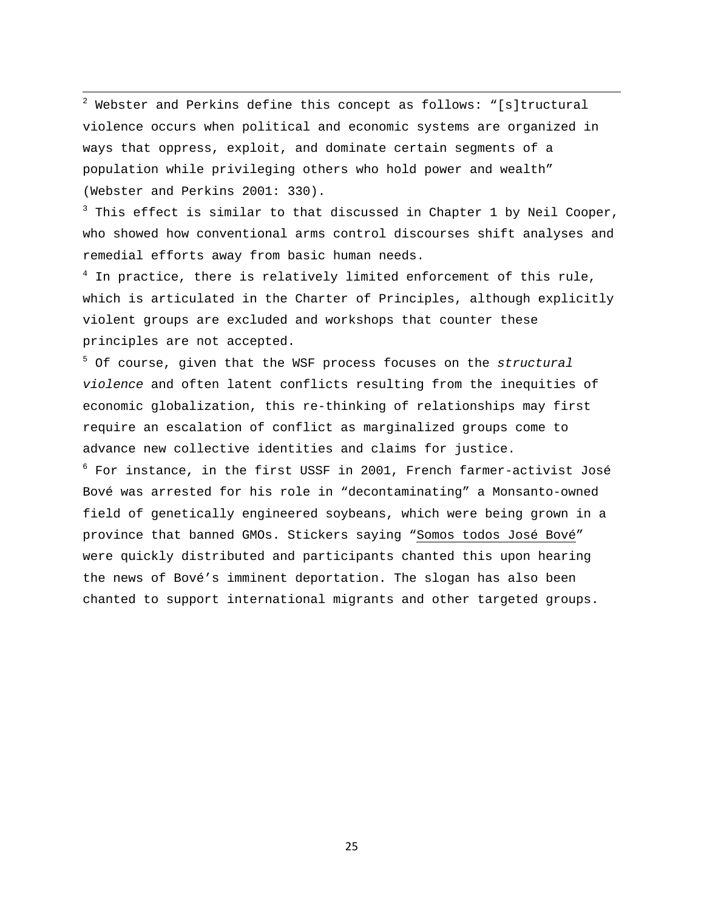[2] Webster and Perkins define this concept as follows: "[s]tructural violence occurs when political and economic systems are organized in ways that oppress, exploit, and dominate certain segments of a population while privileging others who hold power and wealth" (Webster and Perkins 2001: 330).

[3] This effect is similar to that discussed in Chapter 1 by Neil Cooper, who showed how conventional arms control discourses shift analyses and remedial efforts away from basic human needs.

[4] In practice, there is relatively limited enforcement of this rule, which is articulated in the Charter of Principles, although explicitly violent groups are excluded and workshops that counter these principles are not accepted.

[5] Of course, given that the WSF process focuses on the *structural violence* and often latent conflicts resulting from the inequities of economic globalization, this re-thinking of relationships may first require an escalation of conflict as marginalized groups come to advance new collective identities and claims for justice.

[6] For instance, in the first USSF in 2001, French farmer-activist José Bové was arrested for his role in "decontaminating" a Monsanto-owned field of genetically engineered soybeans, which were being grown in a province that banned GMOs. Stickers saying "Somos todos José Bové" were quickly distributed and participants chanted this upon hearing the news of Bové's imminent deportation. The slogan has also been chanted to support international migrants and other targeted groups.